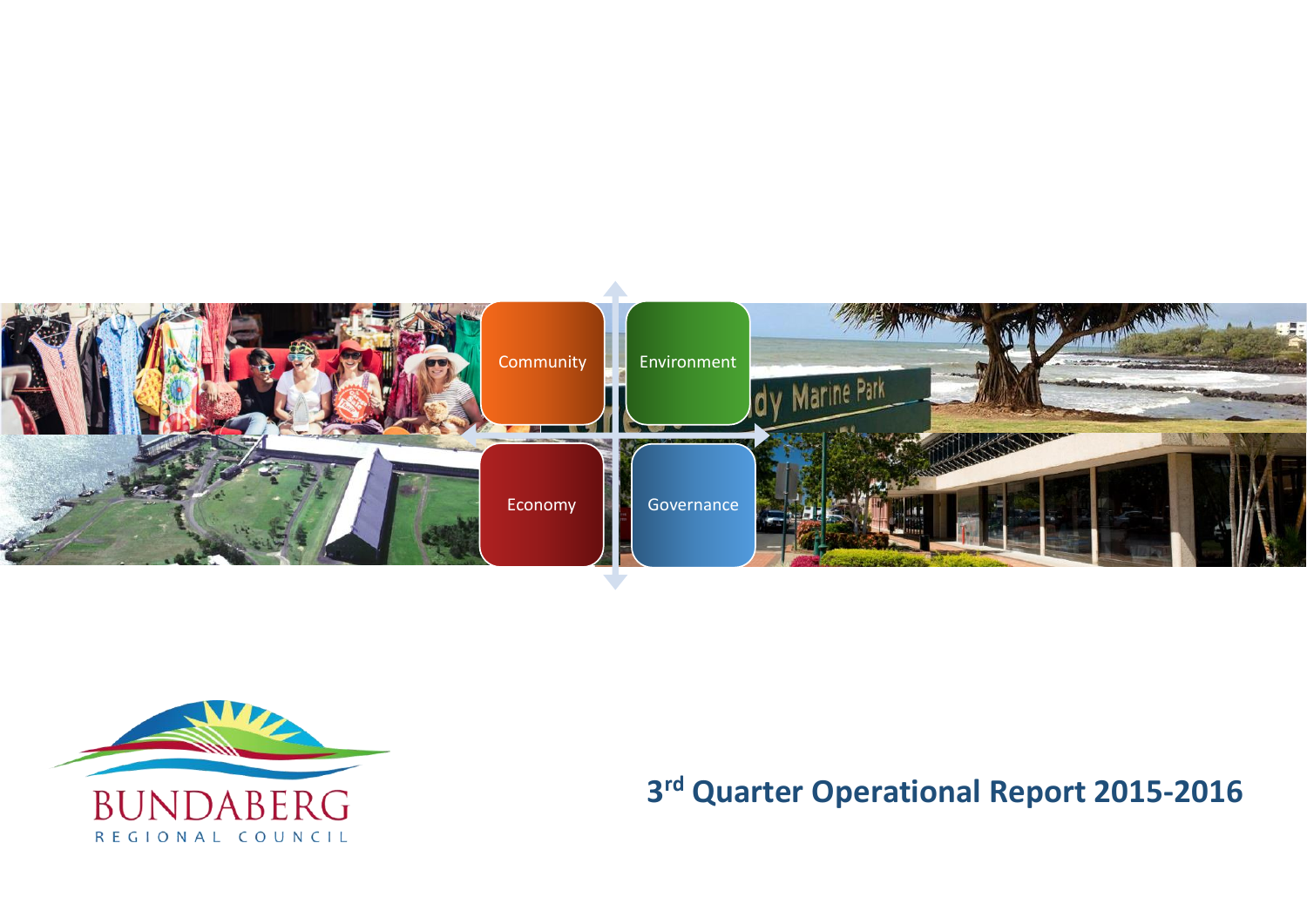Community

Environment

Economy

Governance

BUNDABERG

REGIONAL COUNCIL

# 3rd Quarter Operational Report 2015-2016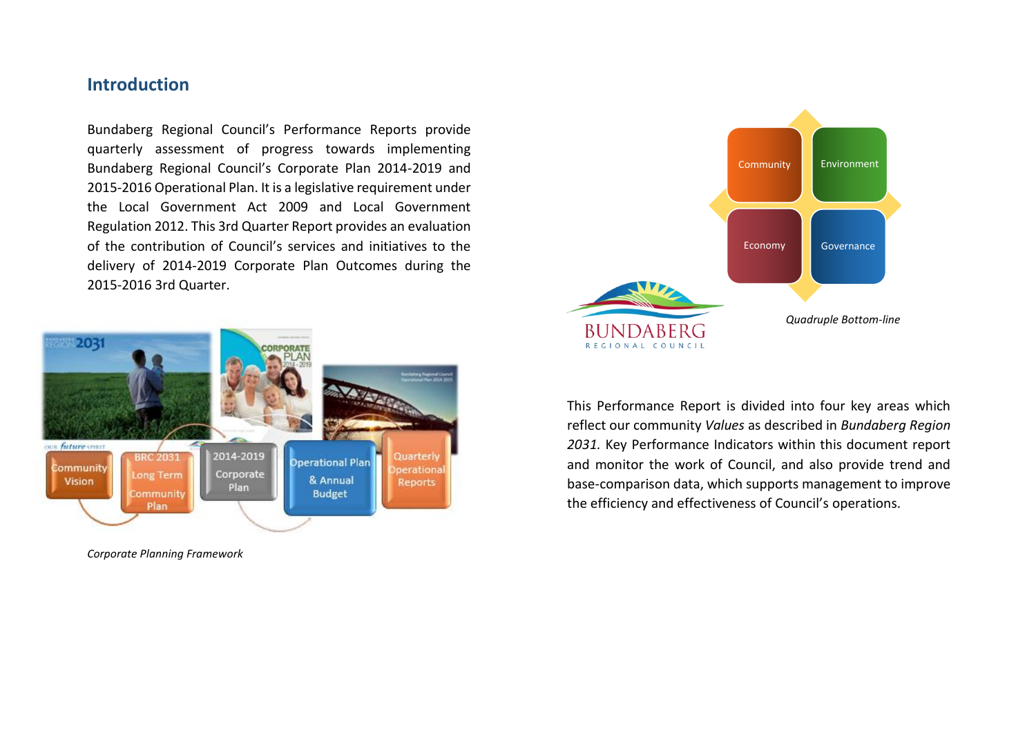## Introduction

Bundaberg Regional Council's Performance Reports provide quarterly assessment of progress towards implementing Bundaberg Regional Council's Corporate Plan 2014-2019 and 2015-2016 Operational Plan. It is a legislative requirement under the Local Government Act 2009 and Local Government Regulation 2012. This 3rd Quarter Report provides an evaluation of the contribution of Council's services and initiatives to the delivery of 2014-2019 Corporate Plan Outcomes during the 2015-2016 3rd Quarter.

*Corporate Planning Framework*

*Quadruple Bottom-line*

This Performance Report is divided into four key areas which reflect our community *Values* as described in *Bundaberg Region 2031.* Key Performance Indicators within this document report and monitor the work of Council, and also provide trend and base-comparison data, which supports management to improve the efficiency and effectiveness of Council's operations.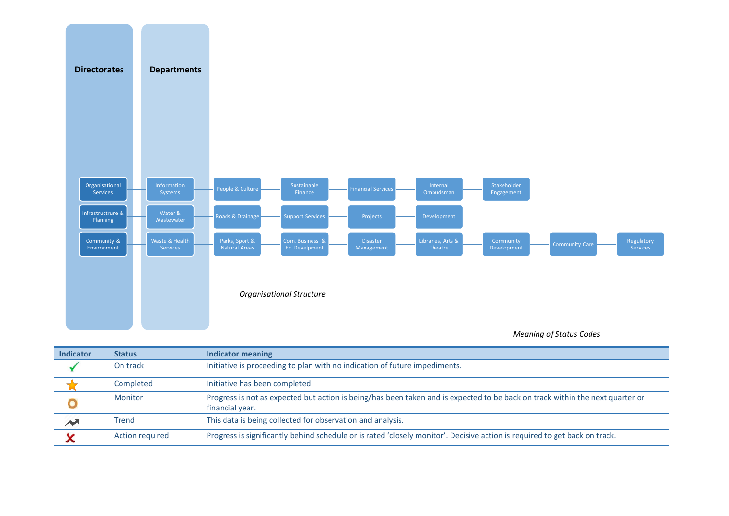**Directorates** | **Departments**

| Directorates | Departments | | | | | | | | |
|---|---|---|---|---|---|---|---|---|---|
| Organisational Services | Information Systems | People & Culture | Sustainable Finance | Financial Services | Internal Ombudsman | Stakeholder Engagement | | | |
| Infrastructrure & Planning | Water & Wastewater | Roads & Drainage | Support Services | Projects | Development | | | | |
| Community & Environment | Waste & Health Services | Parks, Sport & Natural Areas | Com. Business & Ec. Develpment | Disaster Management | Libraries, Arts & Theatre | Community Development | Community Care | Regulatory Services | |

*Organisational Structure*

*Meaning of Status Codes*

| Indicator | Status | Indicator meaning |
|---|---|---|
| ✓ | On track | Initiative is proceeding to plan with no indication of future impediments. |
| ★ | Completed | Initiative has been completed. |
| ○ | Monitor | Progress is not as expected but action is being/has been taken and is expected to be back on track within the next quarter or financial year. |
| ↗ | Trend | This data is being collected for observation and analysis. |
| ✗ | Action required | Progress is significantly behind schedule or is rated 'closely monitor'. Decisive action is required to get back on track. |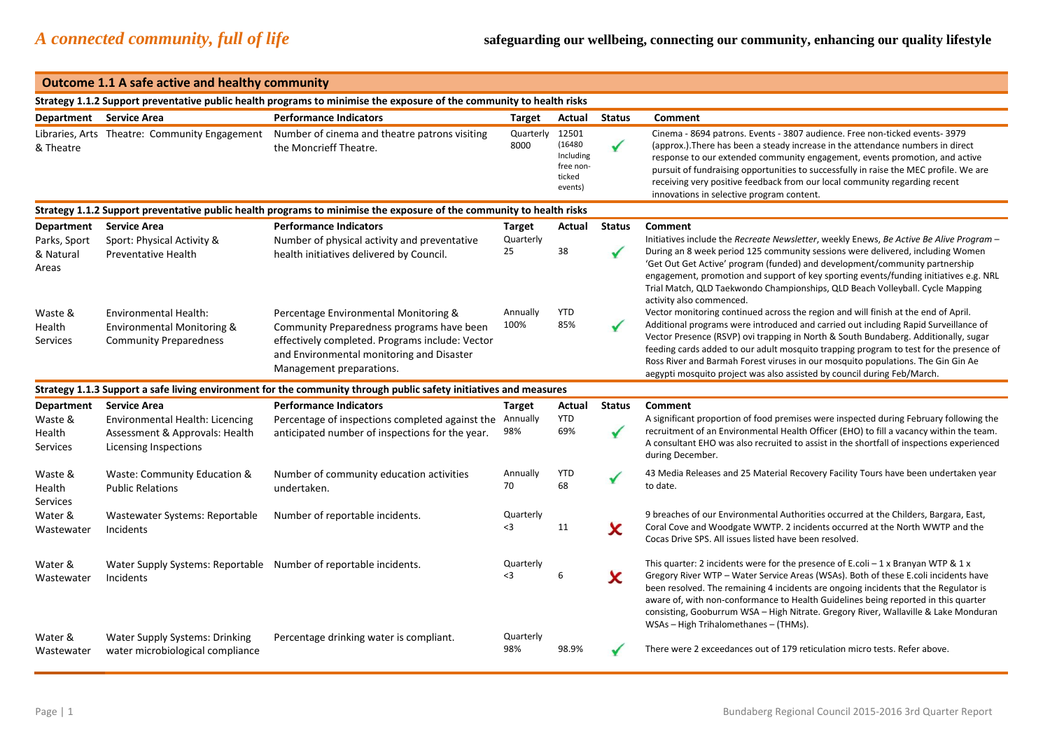# *A connected community, full of life*

**safeguarding our wellbeing, connecting our community, enhancing our quality lifestyle**

## Outcome 1.1 A safe active and healthy community

**Strategy 1.1.2 Support preventative public health programs to minimise the exposure of the community to health risks**

| Department | Service Area | Performance Indicators | Target | Actual | Status | Comment |
|---|---|---|---|---|---|---|
| Libraries, Arts & Theatre | Theatre: Community Engagement | Number of cinema and theatre patrons visiting the Moncrieff Theatre. | Quarterly 8000 | 12501 (16480 Including free non-ticked events) | ✓ | Cinema - 8694 patrons. Events - 3807 audience. Free non-ticked events- 3979 (approx.).There has been a steady increase in the attendance numbers in direct response to our extended community engagement, events promotion, and active pursuit of fundraising opportunities to successfully in raise the MEC profile. We are receiving very positive feedback from our local community regarding recent innovations in selective program content. |

**Strategy 1.1.2 Support preventative public health programs to minimise the exposure of the community to health risks**

| Department | Service Area | Performance Indicators | Target | Actual | Status | Comment |
|---|---|---|---|---|---|---|
| Parks, Sport & Natural Areas | Sport: Physical Activity & Preventative Health | Number of physical activity and preventative health initiatives delivered by Council. | Quarterly 25 | 38 | ✓ | Initiatives include the *Recreate Newsletter*, weekly Enews, *Be Active Be Alive Program* – During an 8 week period 125 community sessions were delivered, including Women 'Get Out Get Active' program (funded) and development/community partnership engagement, promotion and support of key sporting events/funding initiatives e.g. NRL Trial Match, QLD Taekwondo Championships, QLD Beach Volleyball. Cycle Mapping activity also commenced. |
| Waste & Health Services | Environmental Health: Environmental Monitoring & Community Preparedness | Percentage Environmental Monitoring & Community Preparedness programs have been effectively completed. Programs include: Vector and Environmental monitoring and Disaster Management preparations. | Annually 100% | YTD 85% | ✓ | Vector monitoring continued across the region and will finish at the end of April. Additional programs were introduced and carried out including Rapid Surveillance of Vector Presence (RSVP) ovi trapping in North & South Bundaberg. Additionally, sugar feeding cards added to our adult mosquito trapping program to test for the presence of Ross River and Barmah Forest viruses in our mosquito populations. The Gin Gin Ae aegypti mosquito project was also assisted by council during Feb/March. |

**Strategy 1.1.3 Support a safe living environment for the community through public safety initiatives and measures**

| Department | Service Area | Performance Indicators | Target | Actual | Status | Comment |
|---|---|---|---|---|---|---|
| Waste & Health Services | Environmental Health: Licencing Assessment & Approvals: Health Licensing Inspections | Percentage of inspections completed against the anticipated number of inspections for the year. | Annually 98% | YTD 69% | ✓ | A significant proportion of food premises were inspected during February following the recruitment of an Environmental Health Officer (EHO) to fill a vacancy within the team. A consultant EHO was also recruited to assist in the shortfall of inspections experienced during December. |
| Waste & Health Services | Waste: Community Education & Public Relations | Number of community education activities undertaken. | Annually 70 | YTD 68 | ✓ | 43 Media Releases and 25 Material Recovery Facility Tours have been undertaken year to date. |
| Water & Wastewater | Wastewater Systems: Reportable Incidents | Number of reportable incidents. | Quarterly <3 | 11 | ✗ | 9 breaches of our Environmental Authorities occurred at the Childers, Bargara, East, Coral Cove and Woodgate WWTP. 2 incidents occurred at the North WWTP and the Cocas Drive SPS. All issues listed have been resolved. |
| Water & Wastewater | Water Supply Systems: Reportable Incidents | Number of reportable incidents. | Quarterly <3 | 6 | ✗ | This quarter: 2 incidents were for the presence of E.coli – 1 x Branyan WTP & 1 x Gregory River WTP – Water Service Areas (WSAs). Both of these E.coli incidents have been resolved. The remaining 4 incidents are ongoing incidents that the Regulator is aware of, with non-conformance to Health Guidelines being reported in this quarter consisting, Gooburrum WSA – High Nitrate. Gregory River, Wallaville & Lake Monduran WSAs – High Trihalomethanes – (THMs). |
| Water & Wastewater | Water Supply Systems: Drinking water microbiological compliance | Percentage drinking water is compliant. | Quarterly 98% | 98.9% | ✓ | There were 2 exceedances out of 179 reticulation micro tests. Refer above. |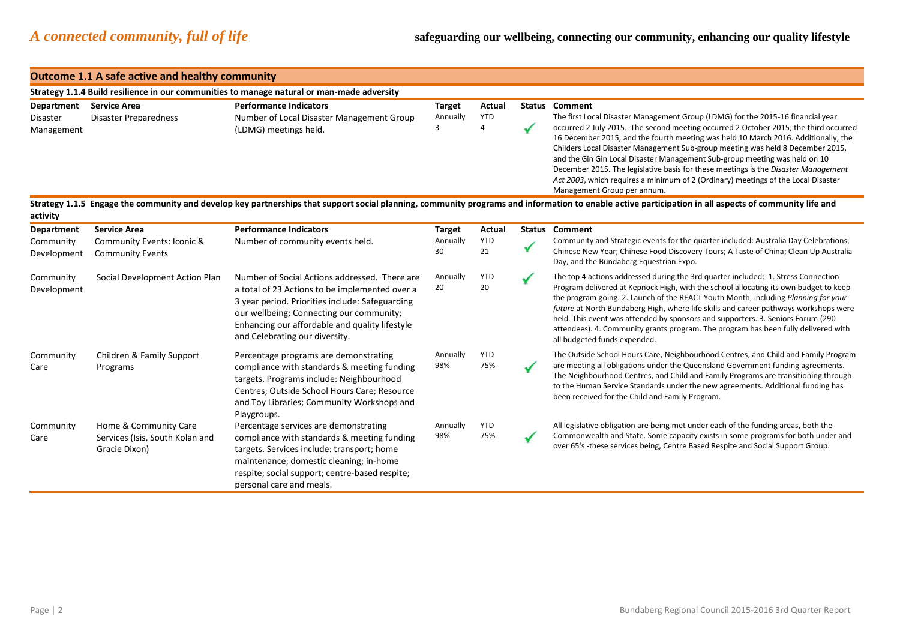*A connected community, full of life*

**safeguarding our wellbeing, connecting our community, enhancing our quality lifestyle**

## Outcome 1.1 A safe active and healthy community

### Strategy 1.1.4 Build resilience in our communities to manage natural or man-made adversity

| Department | Service Area | Performance Indicators | Target | Actual | Status | Comment |
|---|---|---|---|---|---|---|
| Disaster Management | Disaster Preparedness | Number of Local Disaster Management Group (LDMG) meetings held. | Annually 3 | YTD 4 | ✓ | The first Local Disaster Management Group (LDMG) for the 2015-16 financial year occurred 2 July 2015. The second meeting occurred 2 October 2015; the third occurred 16 December 2015, and the fourth meeting was held 10 March 2016. Additionally, the Childers Local Disaster Management Sub-group meeting was held 8 December 2015, and the Gin Gin Local Disaster Management Sub-group meeting was held on 10 December 2015. The legislative basis for these meetings is the *Disaster Management Act 2003*, which requires a minimum of 2 (Ordinary) meetings of the Local Disaster Management Group per annum. |

### Strategy 1.1.5 Engage the community and develop key partnerships that support social planning, community programs and information to enable active participation in all aspects of community life and activity

| Department | Service Area | Performance Indicators | Target | Actual | Status | Comment |
|---|---|---|---|---|---|---|
| Community Development | Community Events: Iconic & Community Events | Number of community events held. | Annually 30 | YTD 21 | ✓ | Community and Strategic events for the quarter included: Australia Day Celebrations; Chinese New Year; Chinese Food Discovery Tours; A Taste of China; Clean Up Australia Day, and the Bundaberg Equestrian Expo. |
| Community Development | Social Development Action Plan | Number of Social Actions addressed. There are a total of 23 Actions to be implemented over a 3 year period. Priorities include: Safeguarding our wellbeing; Connecting our community; Enhancing our affordable and quality lifestyle and Celebrating our diversity. | Annually 20 | YTD 20 | ✓ | The top 4 actions addressed during the 3rd quarter included: 1. Stress Connection Program delivered at Kepnock High, with the school allocating its own budget to keep the program going. 2. Launch of the REACT Youth Month, including *Planning for your future* at North Bundaberg High, where life skills and career pathways workshops were held. This event was attended by sponsors and supporters. 3. Seniors Forum (290 attendees). 4. Community grants program. The program has been fully delivered with all budgeted funds expended. |
| Community Care | Children & Family Support Programs | Percentage programs are demonstrating compliance with standards & meeting funding targets. Programs include: Neighbourhood Centres; Outside School Hours Care; Resource and Toy Libraries; Community Workshops and Playgroups. | Annually 98% | YTD 75% | ✓ | The Outside School Hours Care, Neighbourhood Centres, and Child and Family Program are meeting all obligations under the Queensland Government funding agreements. The Neighbourhood Centres, and Child and Family Programs are transitioning through to the Human Service Standards under the new agreements. Additional funding has been received for the Child and Family Program. |
| Community Care | Home & Community Care Services (Isis, South Kolan and Gracie Dixon) | Percentage services are demonstrating compliance with standards & meeting funding targets. Services include: transport; home maintenance; domestic cleaning; in-home respite; social support; centre-based respite; personal care and meals. | Annually 98% | YTD 75% | ✓ | All legislative obligation are being met under each of the funding areas, both the Commonwealth and State. Some capacity exists in some programs for both under and over 65's -these services being, Centre Based Respite and Social Support Group. |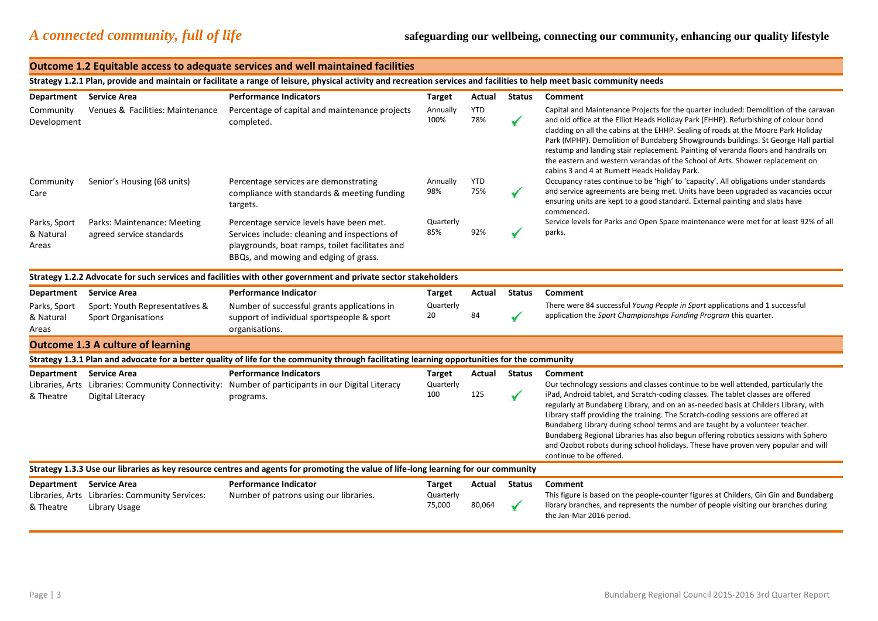# *A connected community, full of life*

**safeguarding our wellbeing, connecting our community, enhancing our quality lifestyle**

## Outcome 1.2 Equitable access to adequate services and well maintained facilities

### Strategy 1.2.1 Plan, provide and maintain or facilitate a range of leisure, physical activity and recreation services and facilities to help meet basic community needs

| Department | Service Area | Performance Indicators | Target | Actual | Status | Comment |
|---|---|---|---|---|---|---|
| Community Development | Venues & Facilities: Maintenance | Percentage of capital and maintenance projects completed. | Annually 100% | YTD 78% | ✓ | Capital and Maintenance Projects for the quarter included: Demolition of the caravan and old office at the Elliot Heads Holiday Park (EHHP). Refurbishing of colour bond cladding on all the cabins at the EHHP. Sealing of roads at the Moore Park Holiday Park (MPHP). Demolition of Bundaberg Showgrounds buildings. St George Hall partial restump and landing stair replacement. Painting of veranda floors and handrails on the eastern and western verandas of the School of Arts. Shower replacement on cabins 3 and 4 at Burnett Heads Holiday Park. |
| Community Care | Senior's Housing (68 units) | Percentage services are demonstrating compliance with standards & meeting funding targets. | Annually 98% | YTD 75% | ✓ | Occupancy rates continue to be 'high' to 'capacity'. All obligations under standards and service agreements are being met. Units have been upgraded as vacancies occur ensuring units are kept to a good standard. External painting and slabs have commenced. |
| Parks, Sport & Natural Areas | Parks: Maintenance: Meeting agreed service standards | Percentage service levels have been met. Services include: cleaning and inspections of playgrounds, boat ramps, toilet facilitates and BBQs, and mowing and edging of grass. | Quarterly 85% | 92% | ✓ | Service levels for Parks and Open Space maintenance were met for at least 92% of all parks. |

### Strategy 1.2.2 Advocate for such services and facilities with other government and private sector stakeholders

| Department | Service Area | Performance Indicator | Target | Actual | Status | Comment |
|---|---|---|---|---|---|---|
| Parks, Sport & Natural Areas | Sport: Youth Representatives & Sport Organisations | Number of successful grants applications in support of individual sportspeople & sport organisations. | Quarterly 20 | 84 | ✓ | There were 84 successful *Young People in Sport* applications and 1 successful application the *Sport Championships Funding Program* this quarter. |

## Outcome 1.3 A culture of learning

### Strategy 1.3.1 Plan and advocate for a better quality of life for the community through facilitating learning opportunities for the community

| Department | Service Area | Performance Indicators | Target | Actual | Status | Comment |
|---|---|---|---|---|---|---|
| Libraries, Arts & Theatre | Libraries: Community Connectivity: Digital Literacy | Number of participants in our Digital Literacy programs. | Quarterly 100 | 125 | ✓ | Our technology sessions and classes continue to be well attended, particularly the iPad, Android tablet, and Scratch-coding classes. The tablet classes are offered regularly at Bundaberg Library, and on an as-needed basis at Childers Library, with Library staff providing the training. The Scratch-coding sessions are offered at Bundaberg Library during school terms and are taught by a volunteer teacher. Bundaberg Regional Libraries has also begun offering robotics sessions with Sphero and Ozobot robots during school holidays. These have proven very popular and will continue to be offered. |

### Strategy 1.3.3 Use our libraries as key resource centres and agents for promoting the value of life-long learning for our community

| Department | Service Area | Performance Indicator | Target | Actual | Status | Comment |
|---|---|---|---|---|---|---|
| Libraries, Arts & Theatre | Libraries: Community Services: Library Usage | Number of patrons using our libraries. | Quarterly 75,000 | 80,064 | ✓ | This figure is based on the people-counter figures at Childers, Gin Gin and Bundaberg library branches, and represents the number of people visiting our branches during the Jan-Mar 2016 period. |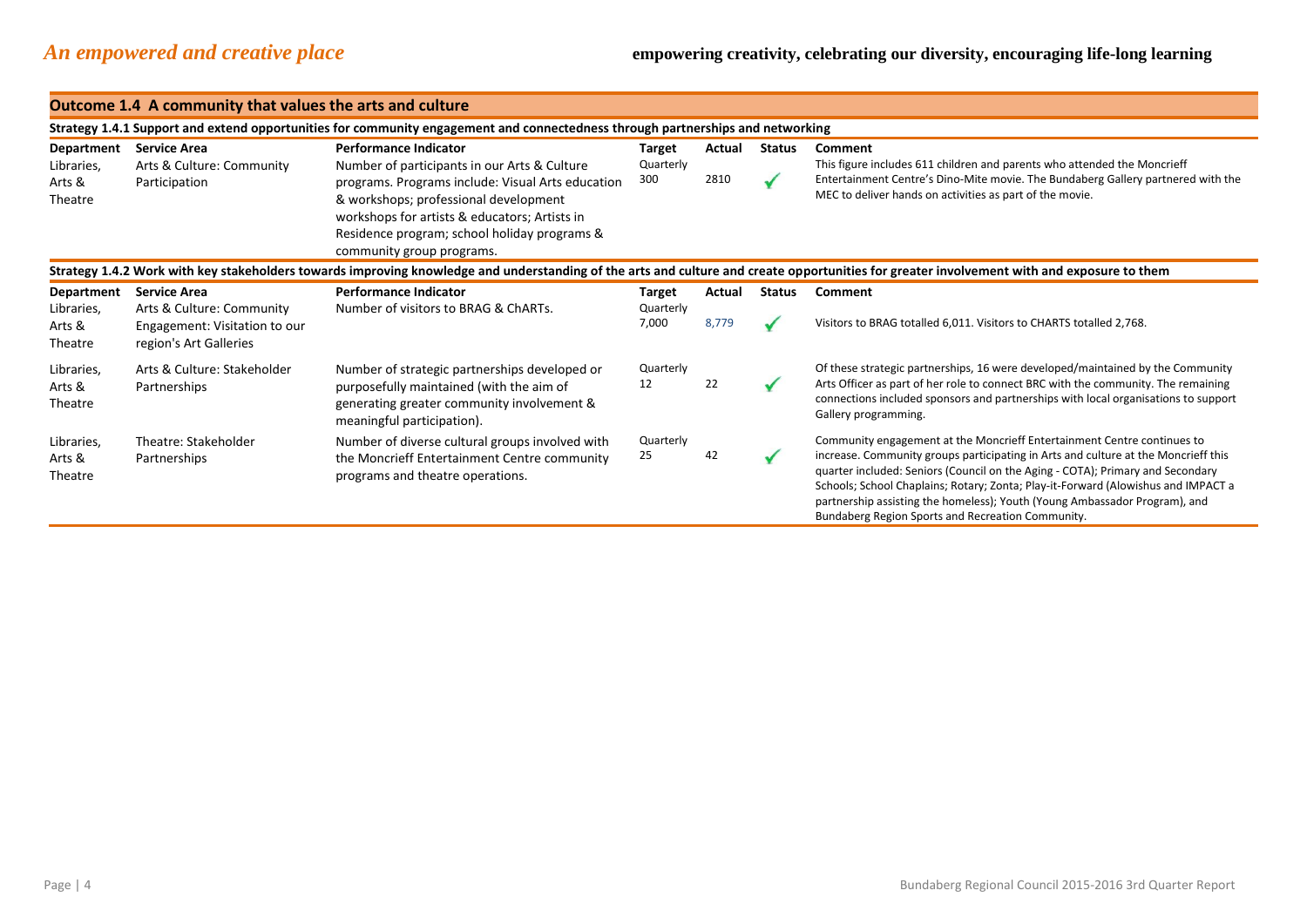*An empowered and creative place* **empowering creativity, celebrating our diversity, encouraging life-long learning**

## Outcome 1.4 A community that values the arts and culture

**Strategy 1.4.1 Support and extend opportunities for community engagement and connectedness through partnerships and networking**

| Department | Service Area | Performance Indicator | Target | Actual | Status | Comment |
|---|---|---|---|---|---|---|
| Libraries, Arts & Theatre | Arts & Culture: Community Participation | Number of participants in our Arts & Culture programs. Programs include: Visual Arts education & workshops; professional development workshops for artists & educators; Artists in Residence program; school holiday programs & community group programs. | Quarterly 300 | 2810 | ✓ | This figure includes 611 children and parents who attended the Moncrieff Entertainment Centre's Dino-Mite movie. The Bundaberg Gallery partnered with the MEC to deliver hands on activities as part of the movie. |

**Strategy 1.4.2 Work with key stakeholders towards improving knowledge and understanding of the arts and culture and create opportunities for greater involvement with and exposure to them**

| Department | Service Area | Performance Indicator | Target | Actual | Status | Comment |
|---|---|---|---|---|---|---|
| Libraries, Arts & Theatre | Arts & Culture: Community Engagement: Visitation to our region's Art Galleries | Number of visitors to BRAG & ChARTs. | Quarterly 7,000 | 8,779 | ✓ | Visitors to BRAG totalled 6,011. Visitors to CHARTS totalled 2,768. |
| Libraries, Arts & Theatre | Arts & Culture: Stakeholder Partnerships | Number of strategic partnerships developed or purposefully maintained (with the aim of generating greater community involvement & meaningful participation). | Quarterly 12 | 22 | ✓ | Of these strategic partnerships, 16 were developed/maintained by the Community Arts Officer as part of her role to connect BRC with the community. The remaining connections included sponsors and partnerships with local organisations to support Gallery programming. |
| Libraries, Arts & Theatre | Theatre: Stakeholder Partnerships | Number of diverse cultural groups involved with the Moncrieff Entertainment Centre community programs and theatre operations. | Quarterly 25 | 42 | ✓ | Community engagement at the Moncrieff Entertainment Centre continues to increase. Community groups participating in Arts and culture at the Moncrieff this quarter included: Seniors (Council on the Aging - COTA); Primary and Secondary Schools; School Chaplains; Rotary; Zonta; Play-it-Forward (Alowishus and IMPACT a partnership assisting the homeless); Youth (Young Ambassador Program), and Bundaberg Region Sports and Recreation Community. |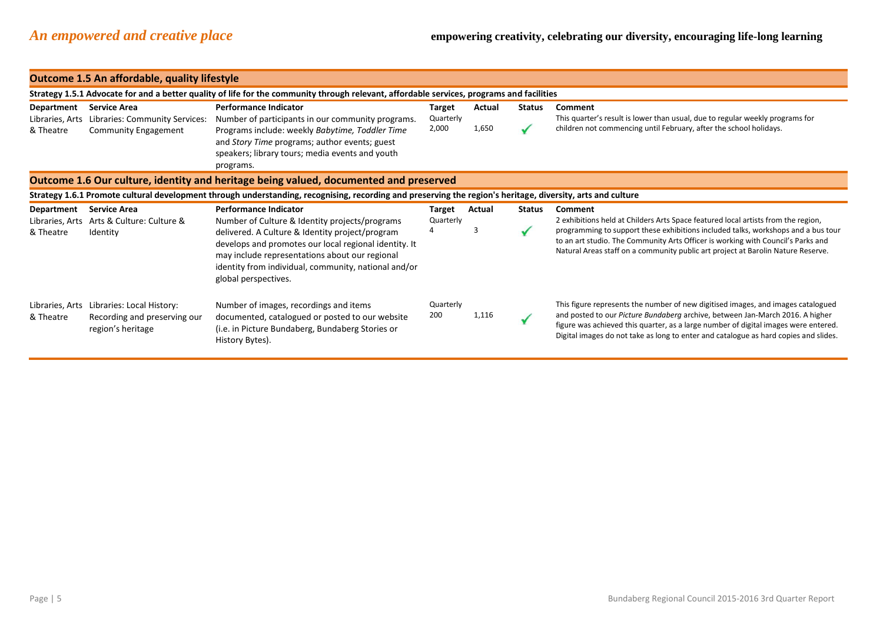## *An empowered and creative place*

**empowering creativity, celebrating our diversity, encouraging life-long learning**

### Outcome 1.5 An affordable, quality lifestyle

**Strategy 1.5.1 Advocate for and a better quality of life for the community through relevant, affordable services, programs and facilities**

| Department | Service Area | Performance Indicator | Target | Actual | Status | Comment |
|---|---|---|---|---|---|---|
| Libraries, Arts & Theatre | Libraries: Community Services: Community Engagement | Number of participants in our community programs. Programs include: weekly *Babytime, Toddler Time* and *Story Time* programs; author events; guest speakers; library tours; media events and youth programs. | Quarterly 2,000 | 1,650 | ✓ | This quarter's result is lower than usual, due to regular weekly programs for children not commencing until February, after the school holidays. |

### Outcome 1.6 Our culture, identity and heritage being valued, documented and preserved

**Strategy 1.6.1 Promote cultural development through understanding, recognising, recording and preserving the region's heritage, diversity, arts and culture**

| Department | Service Area | Performance Indicator | Target | Actual | Status | Comment |
|---|---|---|---|---|---|---|
| Libraries, Arts & Theatre | Arts & Culture: Culture & Identity | Number of Culture & Identity projects/programs delivered. A Culture & Identity project/program develops and promotes our local regional identity. It may include representations about our regional identity from individual, community, national and/or global perspectives. | Quarterly 4 | 3 | ✓ | 2 exhibitions held at Childers Arts Space featured local artists from the region, programming to support these exhibitions included talks, workshops and a bus tour to an art studio. The Community Arts Officer is working with Council's Parks and Natural Areas staff on a community public art project at Barolin Nature Reserve. |
| Libraries, Arts & Theatre | Libraries: Local History: Recording and preserving our region's heritage | Number of images, recordings and items documented, catalogued or posted to our website (i.e. in Picture Bundaberg, Bundaberg Stories or History Bytes). | Quarterly 200 | 1,116 | ✓ | This figure represents the number of new digitised images, and images catalogued and posted to our *Picture Bundaberg* archive, between Jan-March 2016. A higher figure was achieved this quarter, as a large number of digital images were entered. Digital images do not take as long to enter and catalogue as hard copies and slides. |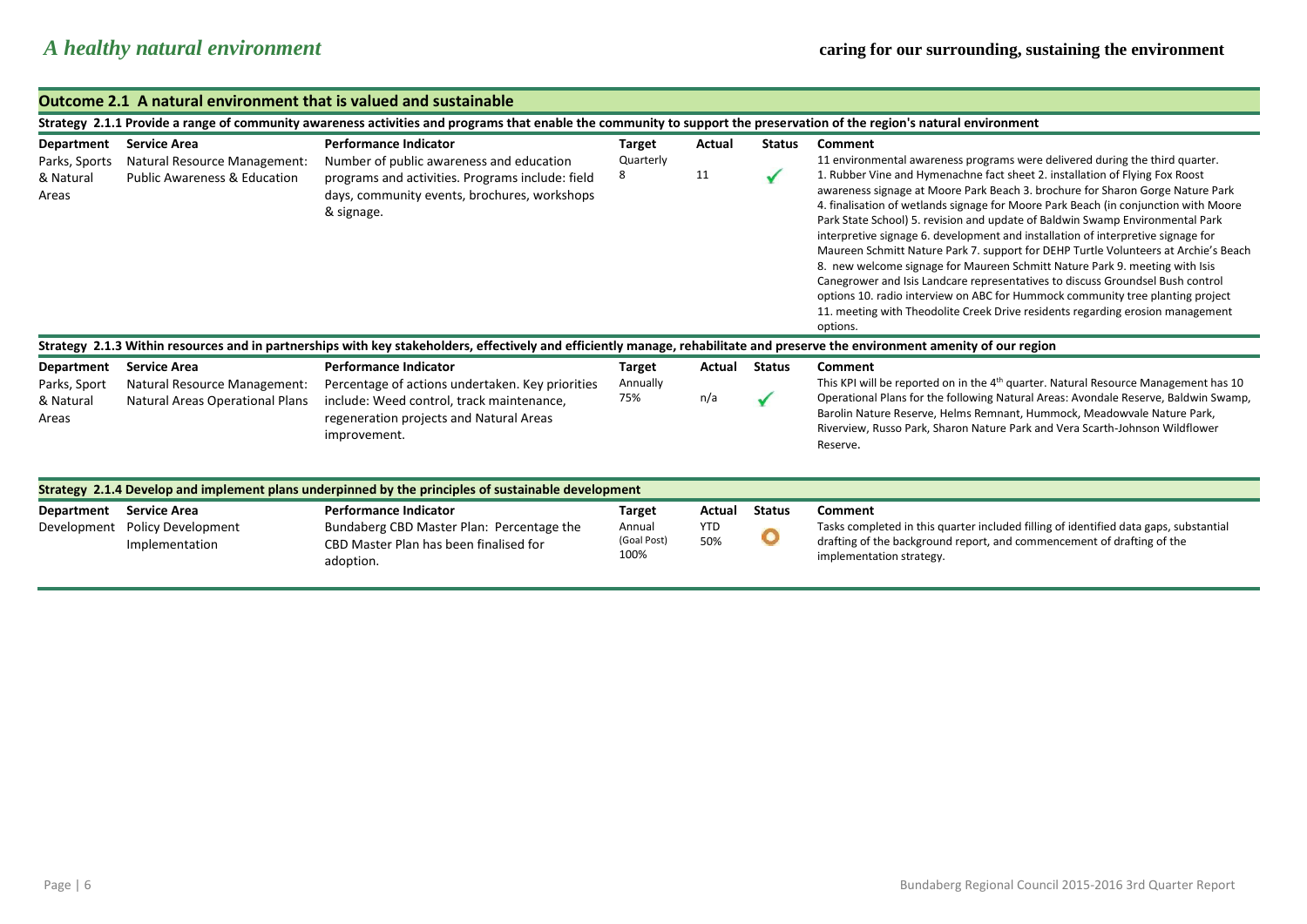# *A healthy natural environment*

**caring for our surrounding, sustaining the environment**

## Outcome 2.1 A natural environment that is valued and sustainable

### Strategy 2.1.1 Provide a range of community awareness activities and programs that enable the community to support the preservation of the region's natural environment

| Department | Service Area | Performance Indicator | Target | Actual | Status | Comment |
|---|---|---|---|---|---|---|
| Parks, Sports & Natural Areas | Natural Resource Management: Public Awareness & Education | Number of public awareness and education programs and activities. Programs include: field days, community events, brochures, workshops & signage. | Quarterly 8 | 11 | ✓ | 11 environmental awareness programs were delivered during the third quarter. 1. Rubber Vine and Hymenachne fact sheet 2. installation of Flying Fox Roost awareness signage at Moore Park Beach 3. brochure for Sharon Gorge Nature Park 4. finalisation of wetlands signage for Moore Park Beach (in conjunction with Moore Park State School) 5. revision and update of Baldwin Swamp Environmental Park interpretive signage 6. development and installation of interpretive signage for Maureen Schmitt Nature Park 7. support for DEHP Turtle Volunteers at Archie's Beach 8. new welcome signage for Maureen Schmitt Nature Park 9. meeting with Isis Canegrower and Isis Landcare representatives to discuss Groundsel Bush control options 10. radio interview on ABC for Hummock community tree planting project 11. meeting with Theodolite Creek Drive residents regarding erosion management options. |

### Strategy 2.1.3 Within resources and in partnerships with key stakeholders, effectively and efficiently manage, rehabilitate and preserve the environment amenity of our region

| Department | Service Area | Performance Indicator | Target | Actual | Status | Comment |
|---|---|---|---|---|---|---|
| Parks, Sport & Natural Areas | Natural Resource Management: Natural Areas Operational Plans | Percentage of actions undertaken. Key priorities include: Weed control, track maintenance, regeneration projects and Natural Areas improvement. | Annually 75% | n/a | ✓ | This KPI will be reported on in the 4th quarter. Natural Resource Management has 10 Operational Plans for the following Natural Areas: Avondale Reserve, Baldwin Swamp, Barolin Nature Reserve, Helms Remnant, Hummock, Meadowvale Nature Park, Riverview, Russo Park, Sharon Nature Park and Vera Scarth-Johnson Wildflower Reserve. |

### Strategy 2.1.4 Develop and implement plans underpinned by the principles of sustainable development

| Department | Service Area | Performance Indicator | Target | Actual | Status | Comment |
|---|---|---|---|---|---|---|
| Development | Policy Development Implementation | Bundaberg CBD Master Plan: Percentage the CBD Master Plan has been finalised for adoption. | Annual (Goal Post) 100% | YTD 50% | O | Tasks completed in this quarter included filling of identified data gaps, substantial drafting of the background report, and commencement of drafting of the implementation strategy. |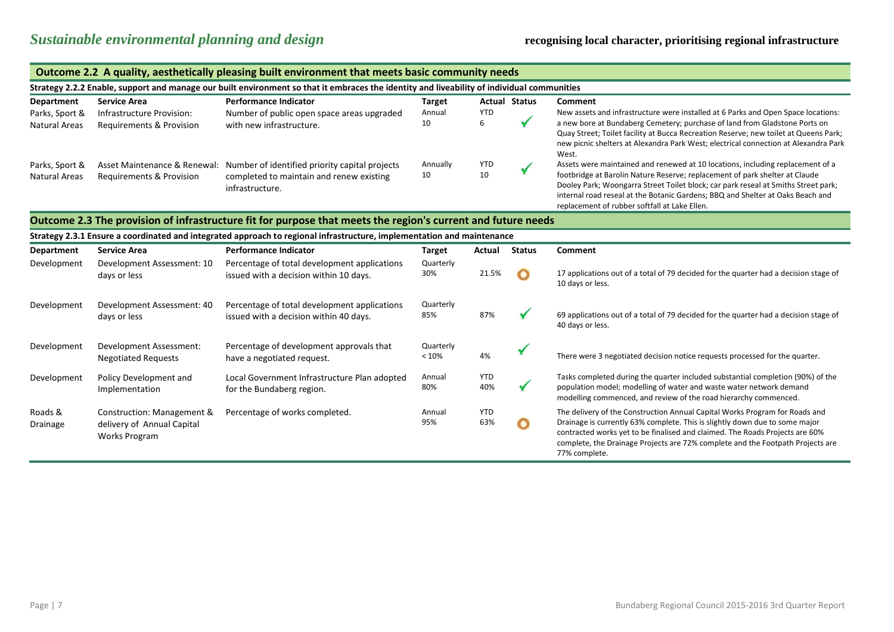# *Sustainable environmental planning and design*

**recognising local character, prioritising regional infrastructure**

## Outcome 2.2 A quality, aesthetically pleasing built environment that meets basic community needs

### Strategy 2.2.2 Enable, support and manage our built environment so that it embraces the identity and liveability of individual communities

| Department | Service Area | Performance Indicator | Target | Actual | Status | Comment |
|---|---|---|---|---|---|---|
| Parks, Sport & Natural Areas | Infrastructure Provision: Requirements & Provision | Number of public open space areas upgraded with new infrastructure. | Annual 10 | YTD 6 | ✓ | New assets and infrastructure were installed at 6 Parks and Open Space locations: a new bore at Bundaberg Cemetery; purchase of land from Gladstone Ports on Quay Street; Toilet facility at Bucca Recreation Reserve; new toilet at Queens Park; new picnic shelters at Alexandra Park West; electrical connection at Alexandra Park West. |
| Parks, Sport & Natural Areas | Asset Maintenance & Renewal: Requirements & Provision | Number of identified priority capital projects completed to maintain and renew existing infrastructure. | Annually 10 | YTD 10 | ✓ | Assets were maintained and renewed at 10 locations, including replacement of a footbridge at Barolin Nature Reserve; replacement of park shelter at Claude Dooley Park; Woongarra Street Toilet block; car park reseal at Smiths Street park; internal road reseal at the Botanic Gardens; BBQ and Shelter at Oaks Beach and replacement of rubber softfall at Lake Ellen. |

## Outcome 2.3 The provision of infrastructure fit for purpose that meets the region's current and future needs

### Strategy 2.3.1 Ensure a coordinated and integrated approach to regional infrastructure, implementation and maintenance

| Department | Service Area | Performance Indicator | Target | Actual | Status | Comment |
|---|---|---|---|---|---|---|
| Development | Development Assessment: 10 days or less | Percentage of total development applications issued with a decision within 10 days. | Quarterly 30% | 21.5% | ○ | 17 applications out of a total of 79 decided for the quarter had a decision stage of 10 days or less. |
| Development | Development Assessment: 40 days or less | Percentage of total development applications issued with a decision within 40 days. | Quarterly 85% | 87% | ✓ | 69 applications out of a total of 79 decided for the quarter had a decision stage of 40 days or less. |
| Development | Development Assessment: Negotiated Requests | Percentage of development approvals that have a negotiated request. | Quarterly < 10% | 4% | ✓ | There were 3 negotiated decision notice requests processed for the quarter. |
| Development | Policy Development and Implementation | Local Government Infrastructure Plan adopted for the Bundaberg region. | Annual 80% | YTD 40% | ✓ | Tasks completed during the quarter included substantial completion (90%) of the population model; modelling of water and waste water network demand modelling commenced, and review of the road hierarchy commenced. |
| Roads & Drainage | Construction: Management & delivery of Annual Capital Works Program | Percentage of works completed. | Annual 95% | YTD 63% | ○ | The delivery of the Construction Annual Capital Works Program for Roads and Drainage is currently 63% complete. This is slightly down due to some major contracted works yet to be finalised and claimed. The Roads Projects are 60% complete, the Drainage Projects are 72% complete and the Footpath Projects are 77% complete. |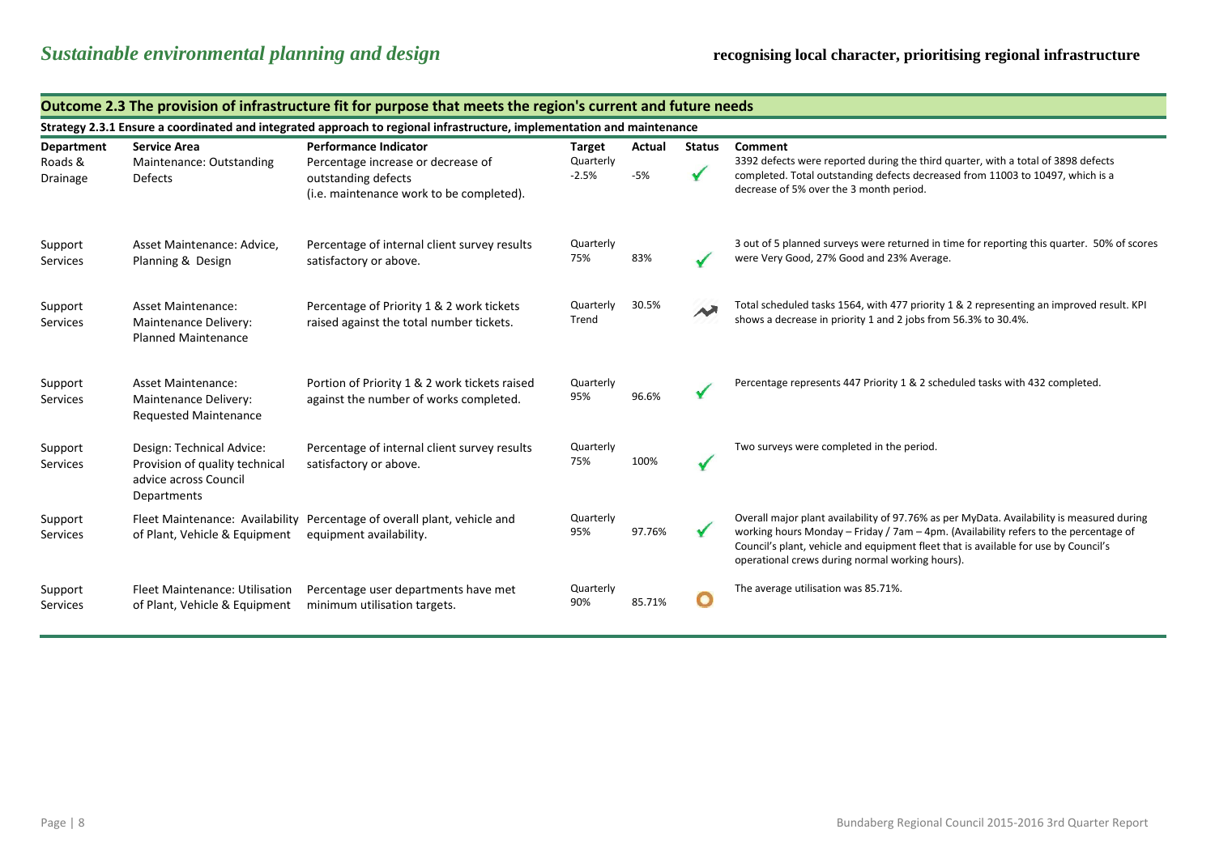# *Sustainable environmental planning and design*

**recognising local character, prioritising regional infrastructure**

## Outcome 2.3 The provision of infrastructure fit for purpose that meets the region's current and future needs

### Strategy 2.3.1 Ensure a coordinated and integrated approach to regional infrastructure, implementation and maintenance

| Department | Service Area | Performance Indicator | Target | Actual | Status | Comment |
|---|---|---|---|---|---|---|
| Roads & Drainage | Maintenance: Outstanding Defects | Percentage increase or decrease of outstanding defects (i.e. maintenance work to be completed). | Quarterly -2.5% | -5% | ✓ | 3392 defects were reported during the third quarter, with a total of 3898 defects completed. Total outstanding defects decreased from 11003 to 10497, which is a decrease of 5% over the 3 month period. |
| Support Services | Asset Maintenance: Advice, Planning & Design | Percentage of internal client survey results satisfactory or above. | Quarterly 75% | 83% | ✓ | 3 out of 5 planned surveys were returned in time for reporting this quarter. 50% of scores were Very Good, 27% Good and 23% Average. |
| Support Services | Asset Maintenance: Maintenance Delivery: Planned Maintenance | Percentage of Priority 1 & 2 work tickets raised against the total number tickets. | Quarterly Trend | 30.5% | Trend | Total scheduled tasks 1564, with 477 priority 1 & 2 representing an improved result. KPI shows a decrease in priority 1 and 2 jobs from 56.3% to 30.4%. |
| Support Services | Asset Maintenance: Maintenance Delivery: Requested Maintenance | Portion of Priority 1 & 2 work tickets raised against the number of works completed. | Quarterly 95% | 96.6% | ✓ | Percentage represents 447 Priority 1 & 2 scheduled tasks with 432 completed. |
| Support Services | Design: Technical Advice: Provision of quality technical advice across Council Departments | Percentage of internal client survey results satisfactory or above. | Quarterly 75% | 100% | ✓ | Two surveys were completed in the period. |
| Support Services | Fleet Maintenance: Availability of Plant, Vehicle & Equipment | Percentage of overall plant, vehicle and equipment availability. | Quarterly 95% | 97.76% | ✓ | Overall major plant availability of 97.76% as per MyData. Availability is measured during working hours Monday – Friday / 7am – 4pm. (Availability refers to the percentage of Council's plant, vehicle and equipment fleet that is available for use by Council's operational crews during normal working hours). |
| Support Services | Fleet Maintenance: Utilisation of Plant, Vehicle & Equipment | Percentage user departments have met minimum utilisation targets. | Quarterly 90% | 85.71% | ○ | The average utilisation was 85.71%. |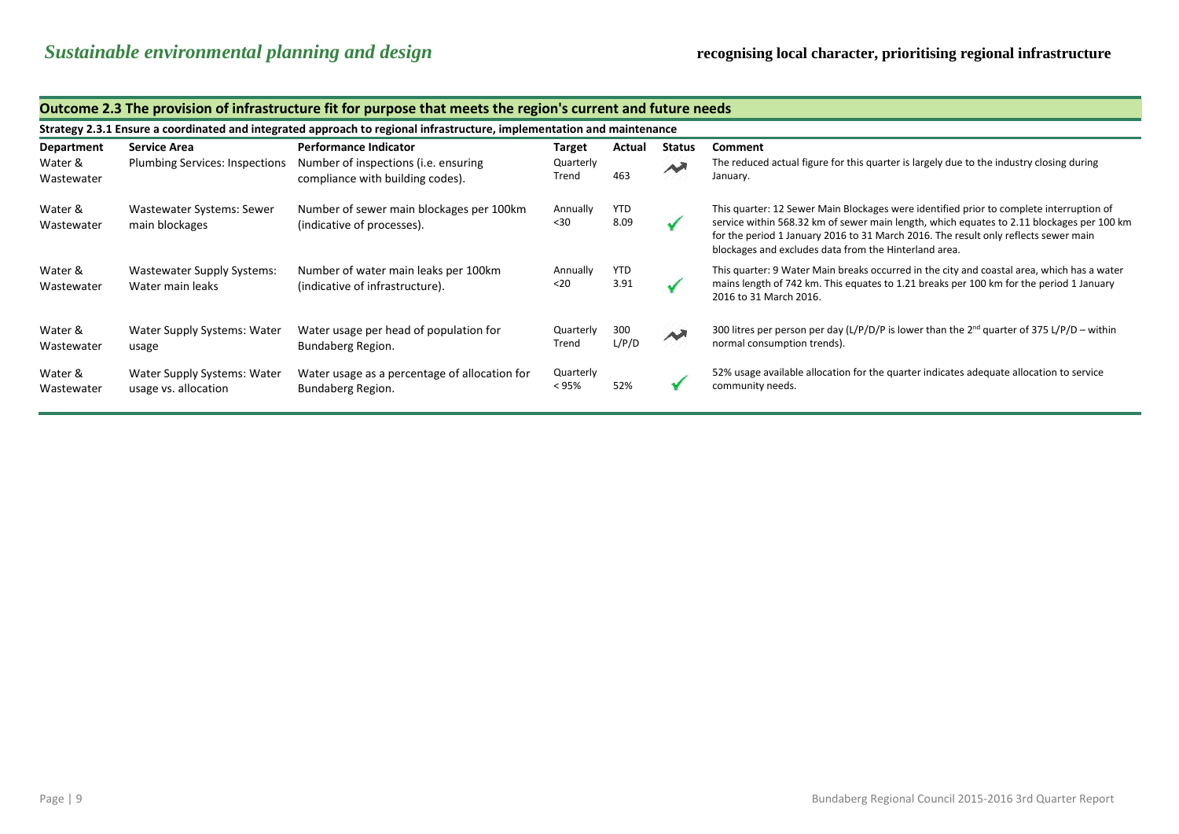# *Sustainable environmental planning and design*

**recognising local character, prioritising regional infrastructure**

## Outcome 2.3 The provision of infrastructure fit for purpose that meets the region's current and future needs

### Strategy 2.3.1 Ensure a coordinated and integrated approach to regional infrastructure, implementation and maintenance

| Department | Service Area | Performance Indicator | Target | Actual | Status | Comment |
|---|---|---|---|---|---|---|
| Water & Wastewater | Plumbing Services: Inspections | Number of inspections (i.e. ensuring compliance with building codes). | Quarterly Trend | 463 | Trend | The reduced actual figure for this quarter is largely due to the industry closing during January. |
| Water & Wastewater | Wastewater Systems: Sewer main blockages | Number of sewer main blockages per 100km (indicative of processes). | Annually <30 | YTD 8.09 | ✓ | This quarter: 12 Sewer Main Blockages were identified prior to complete interruption of service within 568.32 km of sewer main length, which equates to 2.11 blockages per 100 km for the period 1 January 2016 to 31 March 2016. The result only reflects sewer main blockages and excludes data from the Hinterland area. |
| Water & Wastewater | Wastewater Supply Systems: Water main leaks | Number of water main leaks per 100km (indicative of infrastructure). | Annually <20 | YTD 3.91 | ✓ | This quarter: 9 Water Main breaks occurred in the city and coastal area, which has a water mains length of 742 km. This equates to 1.21 breaks per 100 km for the period 1 January 2016 to 31 March 2016. |
| Water & Wastewater | Water Supply Systems: Water usage | Water usage per head of population for Bundaberg Region. | Quarterly Trend | 300 L/P/D | Trend | 300 litres per person per day (L/P/D/P is lower than the 2[nd] quarter of 375 L/P/D – within normal consumption trends). |
| Water & Wastewater | Water Supply Systems: Water usage vs. allocation | Water usage as a percentage of allocation for Bundaberg Region. | Quarterly < 95% | 52% | ✓ | 52% usage available allocation for the quarter indicates adequate allocation to service community needs. |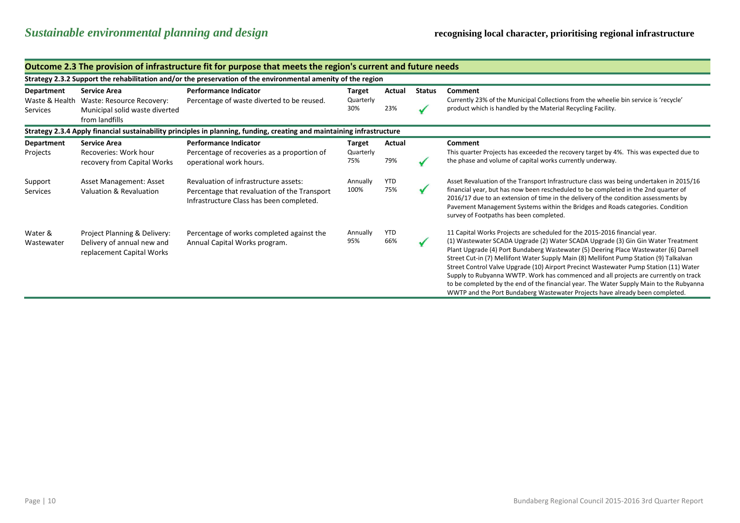*Sustainable environmental planning and design* **recognising local character, prioritising regional infrastructure**

## Outcome 2.3 The provision of infrastructure fit for purpose that meets the region's current and future needs

### Strategy 2.3.2 Support the rehabilitation and/or the preservation of the environmental amenity of the region

| Department | Service Area | Performance Indicator | Target | Actual | Status | Comment |
|---|---|---|---|---|---|---|
| Waste & Health Services | Waste: Resource Recovery: Municipal solid waste diverted from landfills | Percentage of waste diverted to be reused. | Quarterly 30% | 23% | ✓ | Currently 23% of the Municipal Collections from the wheelie bin service is 'recycle' product which is handled by the Material Recycling Facility. |

### Strategy 2.3.4 Apply financial sustainability principles in planning, funding, creating and maintaining infrastructure

| Department | Service Area | Performance Indicator | Target | Actual | Status | Comment |
|---|---|---|---|---|---|---|
| Projects | Recoveries: Work hour recovery from Capital Works | Percentage of recoveries as a proportion of operational work hours. | Quarterly 75% | 79% | ✓ | This quarter Projects has exceeded the recovery target by 4%. This was expected due to the phase and volume of capital works currently underway. |
| Support Services | Asset Management: Asset Valuation & Revaluation | Revaluation of infrastructure assets: Percentage that revaluation of the Transport Infrastructure Class has been completed. | Annually 100% | YTD 75% | ✓ | Asset Revaluation of the Transport Infrastructure class was being undertaken in 2015/16 financial year, but has now been rescheduled to be completed in the 2nd quarter of 2016/17 due to an extension of time in the delivery of the condition assessments by Pavement Management Systems within the Bridges and Roads categories. Condition survey of Footpaths has been completed. |
| Water & Wastewater | Project Planning & Delivery: Delivery of annual new and replacement Capital Works | Percentage of works completed against the Annual Capital Works program. | Annually 95% | YTD 66% | ✓ | 11 Capital Works Projects are scheduled for the 2015-2016 financial year. (1) Wastewater SCADA Upgrade (2) Water SCADA Upgrade (3) Gin Gin Water Treatment Plant Upgrade (4) Port Bundaberg Wastewater (5) Deering Place Wastewater (6) Darnell Street Cut-in (7) Mellifont Water Supply Main (8) Mellifont Pump Station (9) Talkalvan Street Control Valve Upgrade (10) Airport Precinct Wastewater Pump Station (11) Water Supply to Rubyanna WWTP. Work has commenced and all projects are currently on track to be completed by the end of the financial year. The Water Supply Main to the Rubyanna WWTP and the Port Bundaberg Wastewater Projects have already been completed. |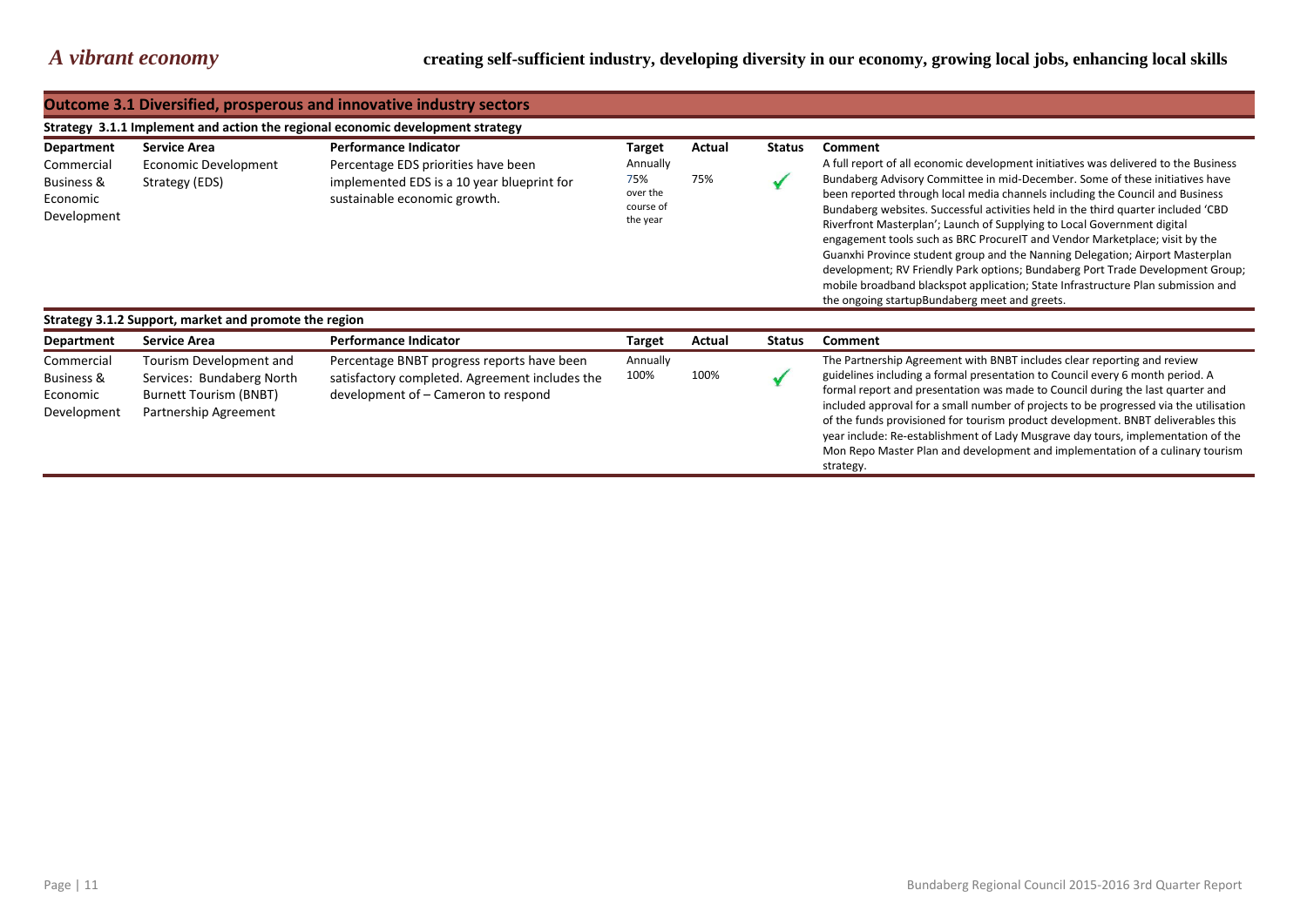# *A vibrant economy*

**creating self-sufficient industry, developing diversity in our economy, growing local jobs, enhancing local skills**

## Outcome 3.1 Diversified, prosperous and innovative industry sectors

### Strategy 3.1.1 Implement and action the regional economic development strategy

| Department | Service Area | Performance Indicator | Target | Actual | Status | Comment |
|---|---|---|---|---|---|---|
| Commercial Business & Economic Development | Economic Development Strategy (EDS) | Percentage EDS priorities have been implemented EDS is a 10 year blueprint for sustainable economic growth. | Annually 75% over the course of the year | 75% | ✓ | A full report of all economic development initiatives was delivered to the Business Bundaberg Advisory Committee in mid-December. Some of these initiatives have been reported through local media channels including the Council and Business Bundaberg websites. Successful activities held in the third quarter included 'CBD Riverfront Masterplan'; Launch of Supplying to Local Government digital engagement tools such as BRC ProcureIT and Vendor Marketplace; visit by the Guanxhi Province student group and the Nanning Delegation; Airport Masterplan development; RV Friendly Park options; Bundaberg Port Trade Development Group; mobile broadband blackspot application; State Infrastructure Plan submission and the ongoing startupBundaberg meet and greets. |

### Strategy 3.1.2 Support, market and promote the region

| Department | Service Area | Performance Indicator | Target | Actual | Status | Comment |
|---|---|---|---|---|---|---|
| Commercial Business & Economic Development | Tourism Development and Services: Bundaberg North Burnett Tourism (BNBT) Partnership Agreement | Percentage BNBT progress reports have been satisfactory completed. Agreement includes the development of – Cameron to respond | Annually 100% | 100% | ✓ | The Partnership Agreement with BNBT includes clear reporting and review guidelines including a formal presentation to Council every 6 month period. A formal report and presentation was made to Council during the last quarter and included approval for a small number of projects to be progressed via the utilisation of the funds provisioned for tourism product development. BNBT deliverables this year include: Re-establishment of Lady Musgrave day tours, implementation of the Mon Repo Master Plan and development and implementation of a culinary tourism strategy. |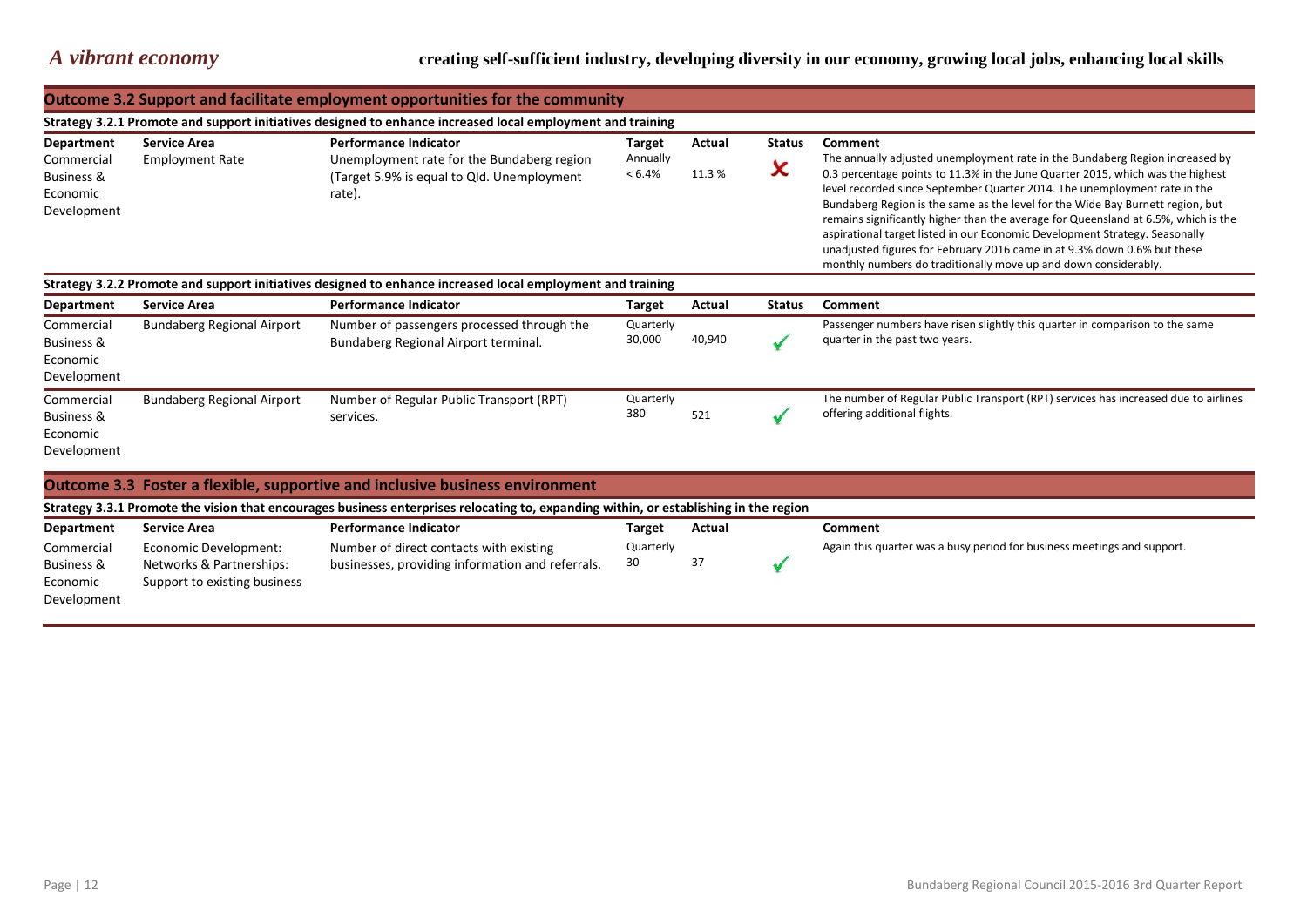*A vibrant economy* **creating self-sufficient industry, developing diversity in our economy, growing local jobs, enhancing local skills**

## Outcome 3.2 Support and facilitate employment opportunities for the community

### Strategy 3.2.1 Promote and support initiatives designed to enhance increased local employment and training

| Department | Service Area | Performance Indicator | Target | Actual | Status | Comment |
|---|---|---|---|---|---|---|
| Commercial Business & Economic Development | Employment Rate | Unemployment rate for the Bundaberg region (Target 5.9% is equal to Qld. Unemployment rate). | Annually < 6.4% | 11.3 % | ✘ | The annually adjusted unemployment rate in the Bundaberg Region increased by 0.3 percentage points to 11.3% in the June Quarter 2015, which was the highest level recorded since September Quarter 2014. The unemployment rate in the Bundaberg Region is the same as the level for the Wide Bay Burnett region, but remains significantly higher than the average for Queensland at 6.5%, which is the aspirational target listed in our Economic Development Strategy. Seasonally unadjusted figures for February 2016 came in at 9.3% down 0.6% but these monthly numbers do traditionally move up and down considerably. |

### Strategy 3.2.2 Promote and support initiatives designed to enhance increased local employment and training

| Department | Service Area | Performance Indicator | Target | Actual | Status | Comment |
|---|---|---|---|---|---|---|
| Commercial Business & Economic Development | Bundaberg Regional Airport | Number of passengers processed through the Bundaberg Regional Airport terminal. | Quarterly 30,000 | 40,940 | ✓ | Passenger numbers have risen slightly this quarter in comparison to the same quarter in the past two years. |
| Commercial Business & Economic Development | Bundaberg Regional Airport | Number of Regular Public Transport (RPT) services. | Quarterly 380 | 521 | ✓ | The number of Regular Public Transport (RPT) services has increased due to airlines offering additional flights. |

## Outcome 3.3 Foster a flexible, supportive and inclusive business environment

### Strategy 3.3.1 Promote the vision that encourages business enterprises relocating to, expanding within, or establishing in the region

| Department | Service Area | Performance Indicator | Target | Actual | | Comment |
|---|---|---|---|---|---|---|
| Commercial Business & Economic Development | Economic Development: Networks & Partnerships: Support to existing business | Number of direct contacts with existing businesses, providing information and referrals. | Quarterly 30 | 37 | ✓ | Again this quarter was a busy period for business meetings and support. |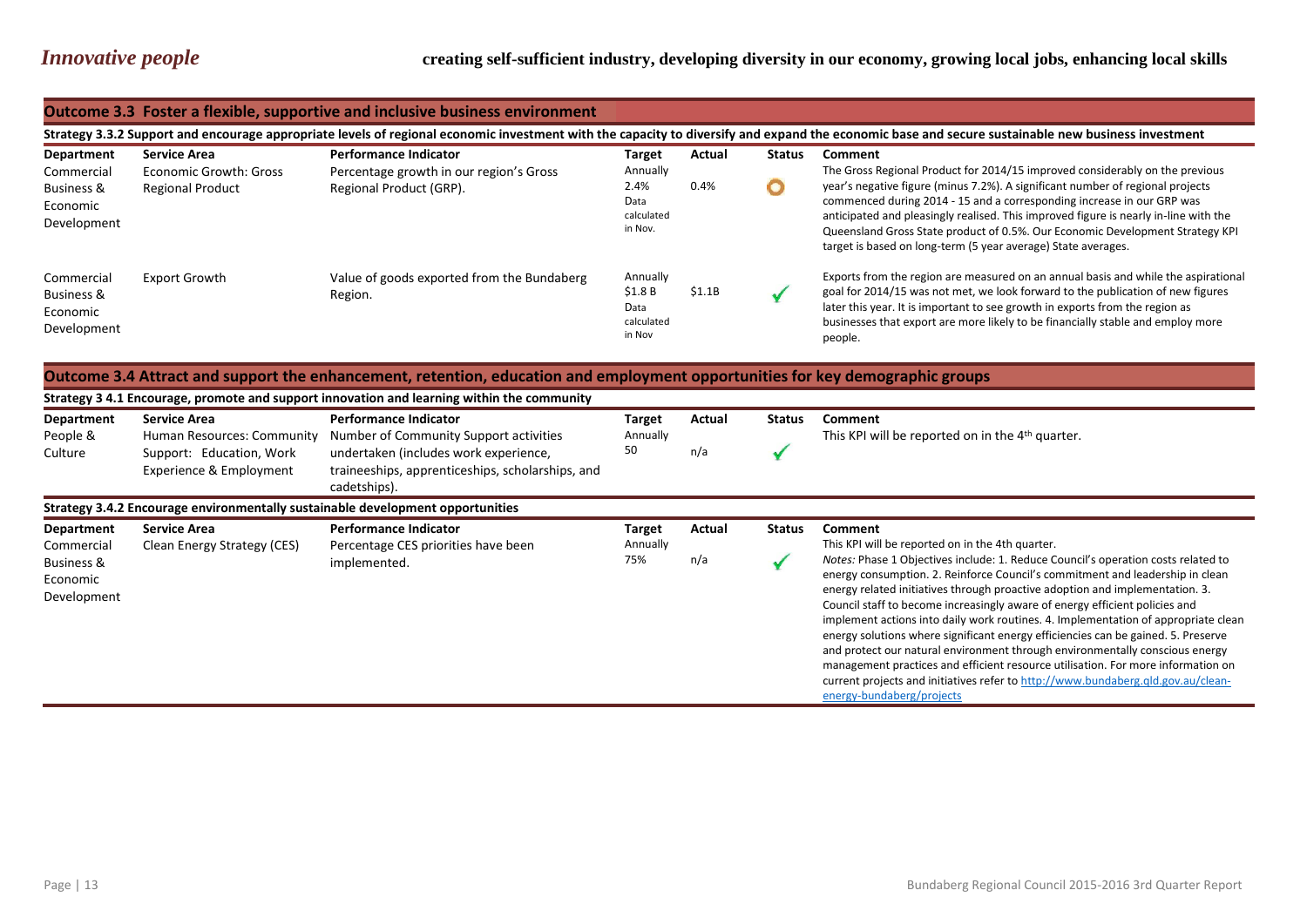## *Innovative people*

**creating self-sufficient industry, developing diversity in our economy, growing local jobs, enhancing local skills**

### Outcome 3.3 Foster a flexible, supportive and inclusive business environment

**Strategy 3.3.2 Support and encourage appropriate levels of regional economic investment with the capacity to diversify and expand the economic base and secure sustainable new business investment**

| Department | Service Area | Performance Indicator | Target | Actual | Status | Comment |
|---|---|---|---|---|---|---|
| Commercial Business & Economic Development | Economic Growth: Gross Regional Product | Percentage growth in our region's Gross Regional Product (GRP). | Annually 2.4% Data calculated in Nov. | 0.4% | ○ | The Gross Regional Product for 2014/15 improved considerably on the previous year's negative figure (minus 7.2%). A significant number of regional projects commenced during 2014 - 15 and a corresponding increase in our GRP was anticipated and pleasingly realised. This improved figure is nearly in-line with the Queensland Gross State product of 0.5%. Our Economic Development Strategy KPI target is based on long-term (5 year average) State averages. |
| Commercial Business & Economic Development | Export Growth | Value of goods exported from the Bundaberg Region. | Annually $1.8 B Data calculated in Nov | $1.1B | ✓ | Exports from the region are measured on an annual basis and while the aspirational goal for 2014/15 was not met, we look forward to the publication of new figures later this year. It is important to see growth in exports from the region as businesses that export are more likely to be financially stable and employ more people. |

### Outcome 3.4 Attract and support the enhancement, retention, education and employment opportunities for key demographic groups

**Strategy 3 4.1 Encourage, promote and support innovation and learning within the community**

| Department | Service Area | Performance Indicator | Target | Actual | Status | Comment |
|---|---|---|---|---|---|---|
| People & Culture | Human Resources: Community Support: Education, Work Experience & Employment | Number of Community Support activities undertaken (includes work experience, traineeships, apprenticeships, scholarships, and cadetships). | Annually 50 | n/a | ✓ | This KPI will be reported on in the 4th quarter. |

**Strategy 3.4.2 Encourage environmentally sustainable development opportunities**

| Department | Service Area | Performance Indicator | Target | Actual | Status | Comment |
|---|---|---|---|---|---|---|
| Commercial Business & Economic Development | Clean Energy Strategy (CES) | Percentage CES priorities have been implemented. | Annually 75% | n/a | ✓ | This KPI will be reported on in the 4th quarter. *Notes:* Phase 1 Objectives include: 1. Reduce Council's operation costs related to energy consumption. 2. Reinforce Council's commitment and leadership in clean energy related initiatives through proactive adoption and implementation. 3. Council staff to become increasingly aware of energy efficient policies and implement actions into daily work routines. 4. Implementation of appropriate clean energy solutions where significant energy efficiencies can be gained. 5. Preserve and protect our natural environment through environmentally conscious energy management practices and efficient resource utilisation. For more information on current projects and initiatives refer to http://www.bundaberg.qld.gov.au/clean-energy-bundaberg/projects |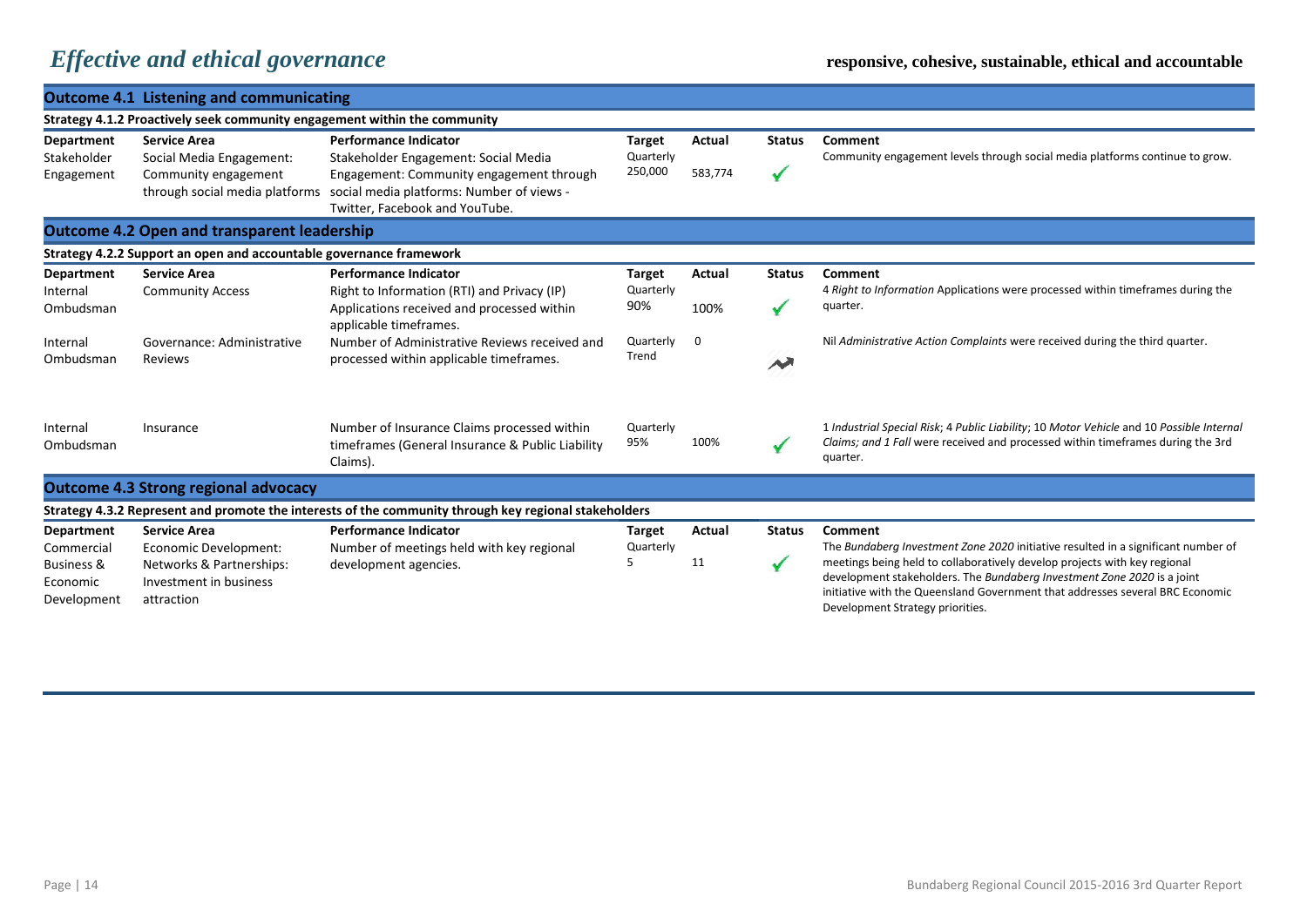# *Effective and ethical governance*

**responsive, cohesive, sustainable, ethical and accountable**

## Outcome 4.1 Listening and communicating

**Strategy 4.1.2 Proactively seek community engagement within the community**

| Department | Service Area | Performance Indicator | Target | Actual | Status | Comment |
|---|---|---|---|---|---|---|
| Stakeholder Engagement | Social Media Engagement: Community engagement through social media platforms | Stakeholder Engagement: Social Media Engagement: Community engagement through social media platforms: Number of views - Twitter, Facebook and YouTube. | Quarterly 250,000 | 583,774 | ✓ | Community engagement levels through social media platforms continue to grow. |

## Outcome 4.2 Open and transparent leadership

**Strategy 4.2.2 Support an open and accountable governance framework**

| Department | Service Area | Performance Indicator | Target | Actual | Status | Comment |
|---|---|---|---|---|---|---|
| Internal Ombudsman | Community Access | Right to Information (RTI) and Privacy (IP) Applications received and processed within applicable timeframes. | Quarterly 90% | 100% | ✓ | 4 *Right to Information* Applications were processed within timeframes during the quarter. |
| Internal Ombudsman | Governance: Administrative Reviews | Number of Administrative Reviews received and processed within applicable timeframes. | Quarterly Trend | 0 | Trend | Nil *Administrative Action Complaints* were received during the third quarter. |
| Internal Ombudsman | Insurance | Number of Insurance Claims processed within timeframes (General Insurance & Public Liability Claims). | Quarterly 95% | 100% | ✓ | 1 *Industrial Special Risk*; 4 *Public Liability*; 10 *Motor Vehicle* and 10 *Possible Internal Claims; and 1 Fall* were received and processed within timeframes during the 3rd quarter. |

## Outcome 4.3 Strong regional advocacy

**Strategy 4.3.2 Represent and promote the interests of the community through key regional stakeholders**

| Department | Service Area | Performance Indicator | Target | Actual | Status | Comment |
|---|---|---|---|---|---|---|
| Commercial Business & Economic Development | Economic Development: Networks & Partnerships: Investment in business attraction | Number of meetings held with key regional development agencies. | Quarterly 5 | 11 | ✓ | The *Bundaberg Investment Zone 2020* initiative resulted in a significant number of meetings being held to collaboratively develop projects with key regional development stakeholders. The *Bundaberg Investment Zone 2020* is a joint initiative with the Queensland Government that addresses several BRC Economic Development Strategy priorities. |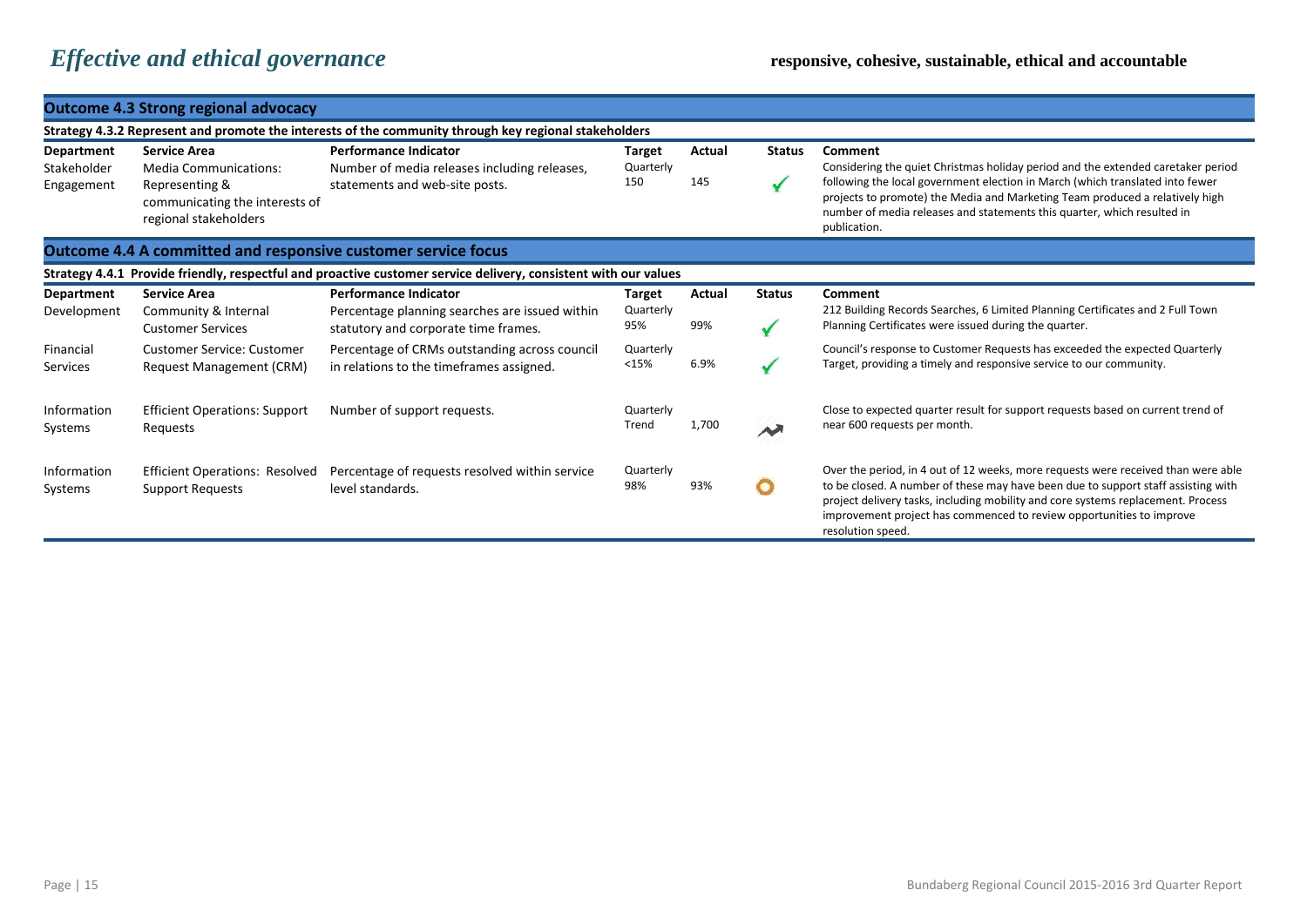# *Effective and ethical governance*

**responsive, cohesive, sustainable, ethical and accountable**

## Outcome 4.3 Strong regional advocacy

**Strategy 4.3.2 Represent and promote the interests of the community through key regional stakeholders**

| Department | Service Area | Performance Indicator | Target | Actual | Status | Comment |
|---|---|---|---|---|---|---|
| Stakeholder Engagement | Media Communications: Representing & communicating the interests of regional stakeholders | Number of media releases including releases, statements and web-site posts. | Quarterly 150 | 145 | ✓ | Considering the quiet Christmas holiday period and the extended caretaker period following the local government election in March (which translated into fewer projects to promote) the Media and Marketing Team produced a relatively high number of media releases and statements this quarter, which resulted in publication. |

## Outcome 4.4 A committed and responsive customer service focus

**Strategy 4.4.1 Provide friendly, respectful and proactive customer service delivery, consistent with our values**

| Department | Service Area | Performance Indicator | Target | Actual | Status | Comment |
|---|---|---|---|---|---|---|
| Development | Community & Internal Customer Services | Percentage planning searches are issued within statutory and corporate time frames. | Quarterly 95% | 99% | ✓ | 212 Building Records Searches, 6 Limited Planning Certificates and 2 Full Town Planning Certificates were issued during the quarter. |
| Financial Services | Customer Service: Customer Request Management (CRM) | Percentage of CRMs outstanding across council in relations to the timeframes assigned. | Quarterly <15% | 6.9% | ✓ | Council's response to Customer Requests has exceeded the expected Quarterly Target, providing a timely and responsive service to our community. |
| Information Systems | Efficient Operations: Support Requests | Number of support requests. | Quarterly Trend | 1,700 | Trend | Close to expected quarter result for support requests based on current trend of near 600 requests per month. |
| Information Systems | Efficient Operations: Resolved Support Requests | Percentage of requests resolved within service level standards. | Quarterly 98% | 93% | ○ | Over the period, in 4 out of 12 weeks, more requests were received than were able to be closed. A number of these may have been due to support staff assisting with project delivery tasks, including mobility and core systems replacement. Process improvement project has commenced to review opportunities to improve resolution speed. |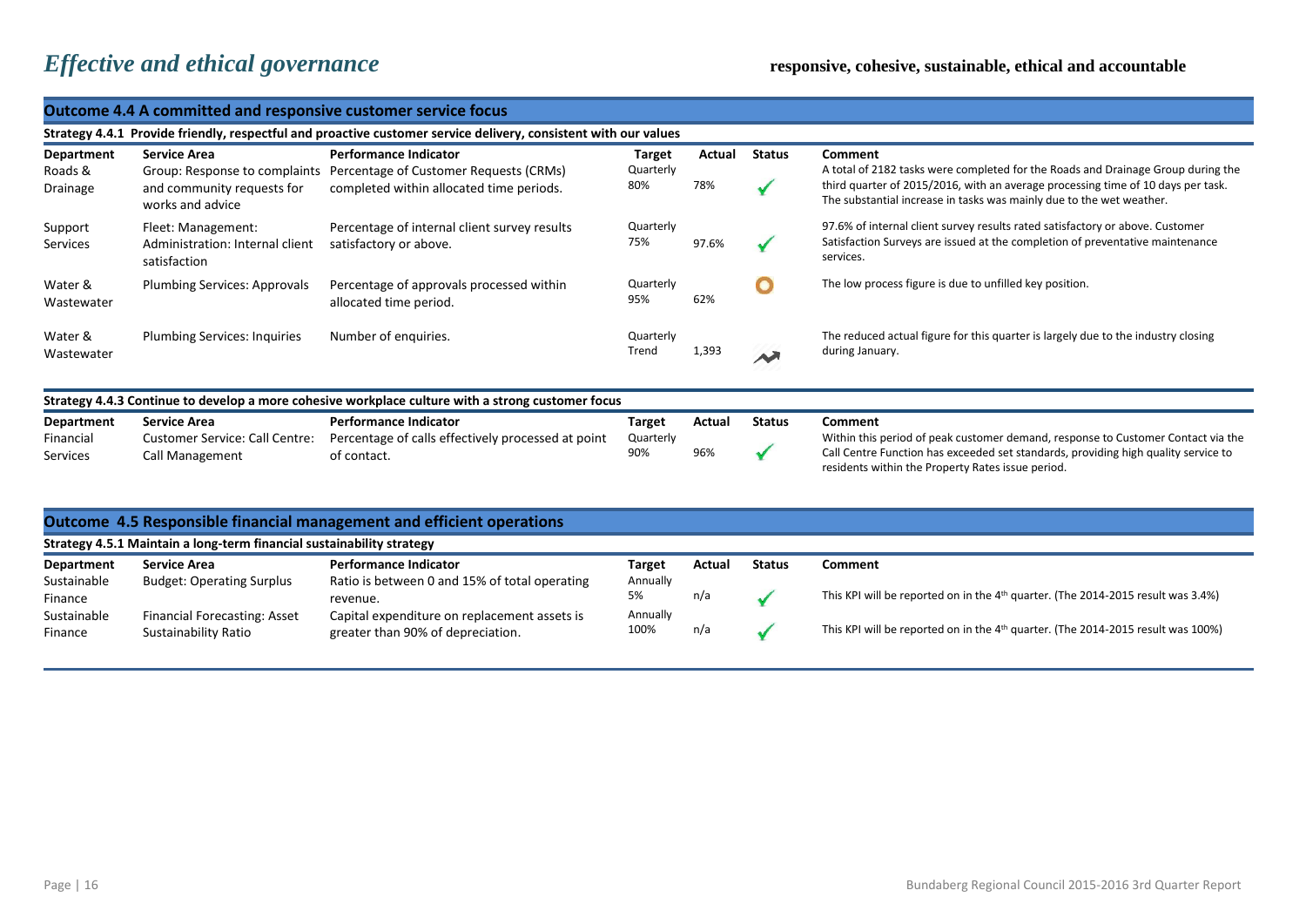# *Effective and ethical governance*

**responsive, cohesive, sustainable, ethical and accountable**

## Outcome 4.4 A committed and responsive customer service focus

### Strategy 4.4.1 Provide friendly, respectful and proactive customer service delivery, consistent with our values

| Department | Service Area | Performance Indicator | Target | Actual | Status | Comment |
|---|---|---|---|---|---|---|
| Roads & Drainage | Group: Response to complaints and community requests for works and advice | Percentage of Customer Requests (CRMs) completed within allocated time periods. | Quarterly 80% | 78% | ✓ | A total of 2182 tasks were completed for the Roads and Drainage Group during the third quarter of 2015/2016, with an average processing time of 10 days per task. The substantial increase in tasks was mainly due to the wet weather. |
| Support Services | Fleet: Management: Administration: Internal client satisfaction | Percentage of internal client survey results satisfactory or above. | Quarterly 75% | 97.6% | ✓ | 97.6% of internal client survey results rated satisfactory or above. Customer Satisfaction Surveys are issued at the completion of preventative maintenance services. |
| Water & Wastewater | Plumbing Services: Approvals | Percentage of approvals processed within allocated time period. | Quarterly 95% | 62% | O | The low process figure is due to unfilled key position. |
| Water & Wastewater | Plumbing Services: Inquiries | Number of enquiries. | Quarterly Trend | 1,393 | ↗ | The reduced actual figure for this quarter is largely due to the industry closing during January. |

### Strategy 4.4.3 Continue to develop a more cohesive workplace culture with a strong customer focus

| Department | Service Area | Performance Indicator | Target | Actual | Status | Comment |
|---|---|---|---|---|---|---|
| Financial Services | Customer Service: Call Centre: Call Management | Percentage of calls effectively processed at point of contact. | Quarterly 90% | 96% | ✓ | Within this period of peak customer demand, response to Customer Contact via the Call Centre Function has exceeded set standards, providing high quality service to residents within the Property Rates issue period. |

## Outcome 4.5 Responsible financial management and efficient operations

### Strategy 4.5.1 Maintain a long-term financial sustainability strategy

| Department | Service Area | Performance Indicator | Target | Actual | Status | Comment |
|---|---|---|---|---|---|---|
| Sustainable Finance | Budget: Operating Surplus | Ratio is between 0 and 15% of total operating revenue. | Annually 5% | n/a | ✓ | This KPI will be reported on in the 4th quarter. (The 2014-2015 result was 3.4%) |
| Sustainable Finance | Financial Forecasting: Asset Sustainability Ratio | Capital expenditure on replacement assets is greater than 90% of depreciation. | Annually 100% | n/a | ✓ | This KPI will be reported on in the 4th quarter. (The 2014-2015 result was 100%) |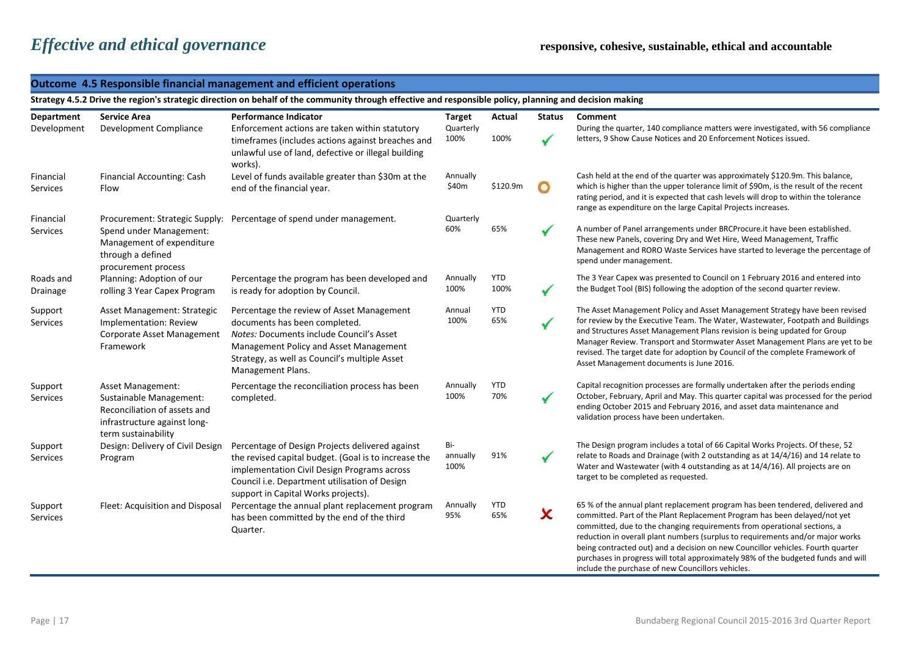# *Effective and ethical governance*

**responsive, cohesive, sustainable, ethical and accountable**

## Outcome 4.5 Responsible financial management and efficient operations

**Strategy 4.5.2 Drive the region's strategic direction on behalf of the community through effective and responsible policy, planning and decision making**

| Department | Service Area | Performance Indicator | Target | Actual | Status | Comment |
|---|---|---|---|---|---|---|
| Development | Development Compliance | Enforcement actions are taken within statutory timeframes (includes actions against breaches and unlawful use of land, defective or illegal building works). | Quarterly 100% | 100% | ✓ | During the quarter, 140 compliance matters were investigated, with 56 compliance letters, 9 Show Cause Notices and 20 Enforcement Notices issued. |
| Financial Services | Financial Accounting: Cash Flow | Level of funds available greater than $30m at the end of the financial year. | Annually $40m | $120.9m | O | Cash held at the end of the quarter was approximately $120.9m. This balance, which is higher than the upper tolerance limit of $90m, is the result of the recent rating period, and it is expected that cash levels will drop to within the tolerance range as expenditure on the large Capital Projects increases. |
| Financial Services | Procurement: Strategic Supply: Spend under Management: Management of expenditure through a defined procurement process | Percentage of spend under management. | Quarterly 60% | 65% | ✓ | A number of Panel arrangements under BRCProcure.it have been established. These new Panels, covering Dry and Wet Hire, Weed Management, Traffic Management and RORO Waste Services have started to leverage the percentage of spend under management. |
| Roads and Drainage | Planning: Adoption of our rolling 3 Year Capex Program | Percentage the program has been developed and is ready for adoption by Council. | Annually 100% | YTD 100% | ✓ | The 3 Year Capex was presented to Council on 1 February 2016 and entered into the Budget Tool (BIS) following the adoption of the second quarter review. |
| Support Services | Asset Management: Strategic Implementation: Review Corporate Asset Management Framework | Percentage the review of Asset Management documents has been completed. *Notes: Documents include Council's Asset Management Policy and Asset Management Strategy, as well as Council's multiple Asset Management Plans.* | Annual 100% | YTD 65% | ✓ | The Asset Management Policy and Asset Management Strategy have been revised for review by the Executive Team. The Water, Wastewater, Footpath and Buildings and Structures Asset Management Plans revision is being updated for Group Manager Review. Transport and Stormwater Asset Management Plans are yet to be revised. The target date for adoption by Council of the complete Framework of Asset Management documents is June 2016. |
| Support Services | Asset Management: Sustainable Management: Reconciliation of assets and infrastructure against long-term sustainability | Percentage the reconciliation process has been completed. | Annually 100% | YTD 70% | ✓ | Capital recognition processes are formally undertaken after the periods ending October, February, April and May. This quarter capital was processed for the period ending October 2015 and February 2016, and asset data maintenance and validation process have been undertaken. |
| Support Services | Design: Delivery of Civil Design Program | Percentage of Design Projects delivered against the revised capital budget. (Goal is to increase the implementation Civil Design Programs across Council i.e. Department utilisation of Design support in Capital Works projects). | Bi-annually 100% | 91% | ✓ | The Design program includes a total of 66 Capital Works Projects. Of these, 52 relate to Roads and Drainage (with 2 outstanding as at 14/4/16) and 14 relate to Water and Wastewater (with 4 outstanding as at 14/4/16). All projects are on target to be completed as requested. |
| Support Services | Fleet: Acquisition and Disposal | Percentage the annual plant replacement program has been committed by the end of the third Quarter. | Annually 95% | YTD 65% | ✗ | 65 % of the annual plant replacement program has been tendered, delivered and committed. Part of the Plant Replacement Program has been delayed/not yet committed, due to the changing requirements from operational sections, a reduction in overall plant numbers (surplus to requirements and/or major works being contracted out) and a decision on new Councillor vehicles. Fourth quarter purchases in progress will total approximately 98% of the budgeted funds and will include the purchase of new Councillors vehicles. |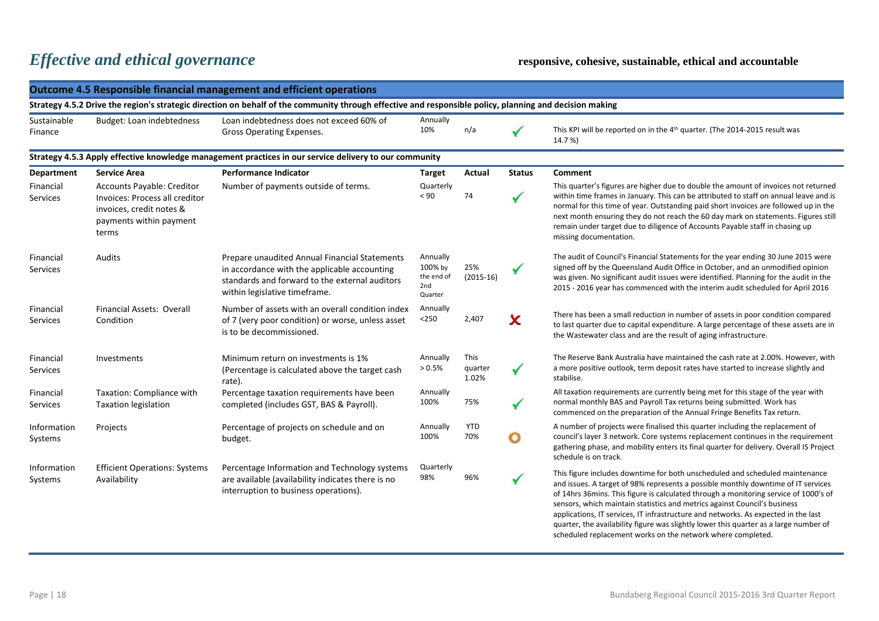# *Effective and ethical governance*

**responsive, cohesive, sustainable, ethical and accountable**

## Outcome 4.5 Responsible financial management and efficient operations

**Strategy 4.5.2 Drive the region's strategic direction on behalf of the community through effective and responsible policy, planning and decision making**

| Department | Service Area | Performance Indicator | Target | Actual | Status | Comment |
|---|---|---|---|---|---|---|
| Sustainable Finance | Budget: Loan indebtedness | Loan indebtedness does not exceed 60% of Gross Operating Expenses. | Annually 10% | n/a | ✓ | This KPI will be reported on in the 4th quarter. (The 2014-2015 result was 14.7 %) |

**Strategy 4.5.3 Apply effective knowledge management practices in our service delivery to our community**

| Department | Service Area | Performance Indicator | Target | Actual | Status | Comment |
|---|---|---|---|---|---|---|
| Financial Services | Accounts Payable: Creditor Invoices: Process all creditor invoices, credit notes & payments within payment terms | Number of payments outside of terms. | Quarterly < 90 | 74 | ✓ | This quarter's figures are higher due to double the amount of invoices not returned within time frames in January. This can be attributed to staff on annual leave and is normal for this time of year. Outstanding paid short invoices are followed up in the next month ensuring they do not reach the 60 day mark on statements. Figures still remain under target due to diligence of Accounts Payable staff in chasing up missing documentation. |
| Financial Services | Audits | Prepare unaudited Annual Financial Statements in accordance with the applicable accounting standards and forward to the external auditors within legislative timeframe. | Annually 100% by the end of 2nd Quarter | 25% (2015-16) | ✓ | The audit of Council's Financial Statements for the year ending 30 June 2015 were signed off by the Queensland Audit Office in October, and an unmodified opinion was given. No significant audit issues were identified. Planning for the audit in the 2015 - 2016 year has commenced with the interim audit scheduled for April 2016 |
| Financial Services | Financial Assets: Overall Condition | Number of assets with an overall condition index of 7 (very poor condition) or worse, unless asset is to be decommissioned. | Annually <250 | 2,407 | ✗ | There has been a small reduction in number of assets in poor condition compared to last quarter due to capital expenditure. A large percentage of these assets are in the Wastewater class and are the result of aging infrastructure. |
| Financial Services | Investments | Minimum return on investments is 1% (Percentage is calculated above the target cash rate). | Annually > 0.5% | This quarter 1.02% | ✓ | The Reserve Bank Australia have maintained the cash rate at 2.00%. However, with a more positive outlook, term deposit rates have started to increase slightly and stabilise. |
| Financial Services | Taxation: Compliance with Taxation legislation | Percentage taxation requirements have been completed (includes GST, BAS & Payroll). | Annually 100% | 75% | ✓ | All taxation requirements are currently being met for this stage of the year with normal monthly BAS and Payroll Tax returns being submitted. Work has commenced on the preparation of the Annual Fringe Benefits Tax return. |
| Information Systems | Projects | Percentage of projects on schedule and on budget. | Annually 100% | YTD 70% | O | A number of projects were finalised this quarter including the replacement of council's layer 3 network. Core systems replacement continues in the requirement gathering phase, and mobility enters its final quarter for delivery. Overall IS Project schedule is on track. |
| Information Systems | Efficient Operations: Systems Availability | Percentage Information and Technology systems are available (availability indicates there is no interruption to business operations). | Quarterly 98% | 96% | ✓ | This figure includes downtime for both unscheduled and scheduled maintenance and issues. A target of 98% represents a possible monthly downtime of IT services of 14hrs 36mins. This figure is calculated through a monitoring service of 1000's of sensors, which maintain statistics and metrics against Council's business applications, IT services, IT infrastructure and networks. As expected in the last quarter, the availability figure was slightly lower this quarter as a large number of scheduled replacement works on the network where completed. |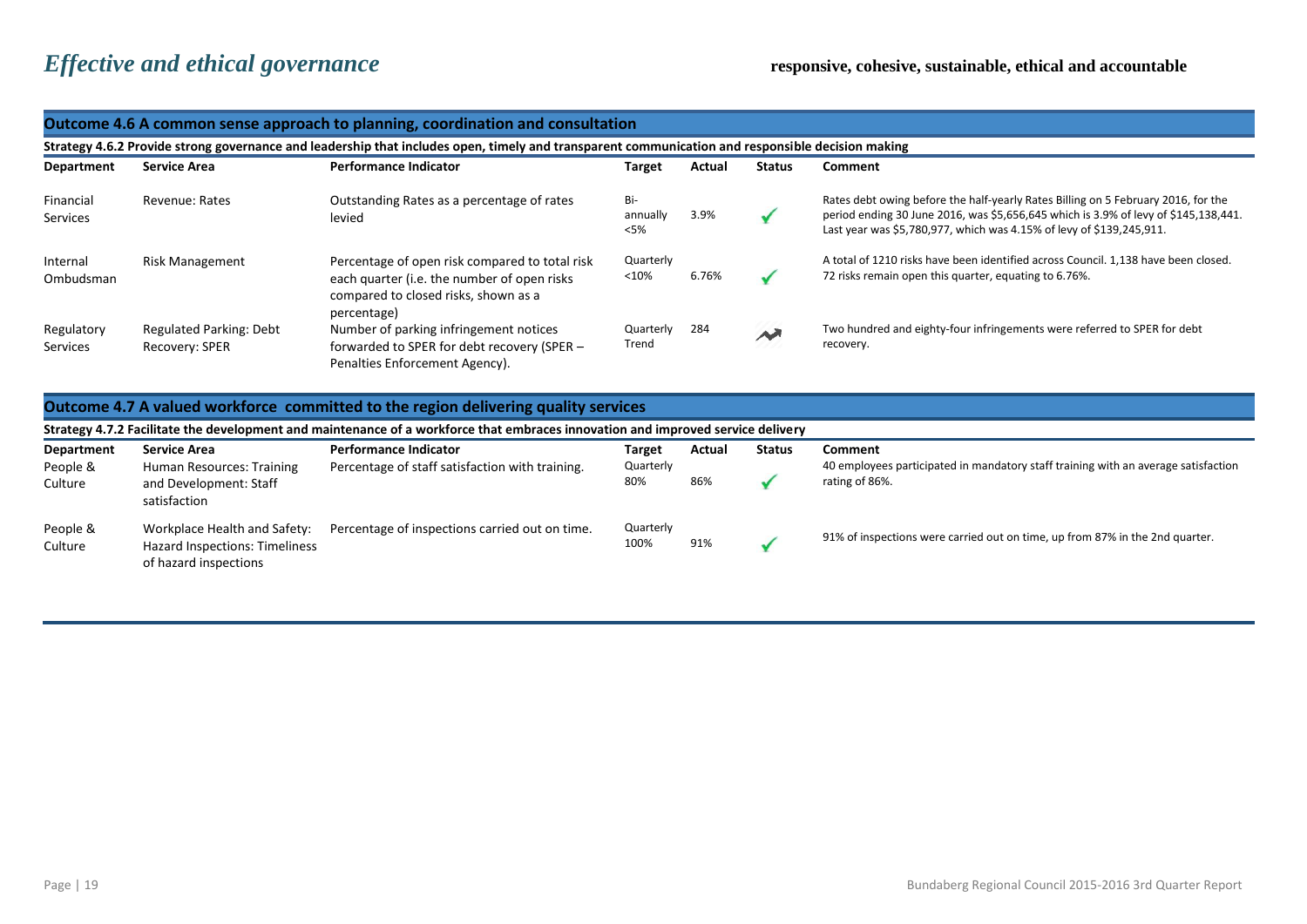# *Effective and ethical governance*

**responsive, cohesive, sustainable, ethical and accountable**

## Outcome 4.6 A common sense approach to planning, coordination and consultation

**Strategy 4.6.2 Provide strong governance and leadership that includes open, timely and transparent communication and responsible decision making**

| Department | Service Area | Performance Indicator | Target | Actual | Status | Comment |
|---|---|---|---|---|---|---|
| Financial Services | Revenue: Rates | Outstanding Rates as a percentage of rates levied | Bi-annually <5% | 3.9% | ✓ | Rates debt owing before the half-yearly Rates Billing on 5 February 2016, for the period ending 30 June 2016, was $5,656,645 which is 3.9% of levy of $145,138,441. Last year was $5,780,977, which was 4.15% of levy of $139,245,911. |
| Internal Ombudsman | Risk Management | Percentage of open risk compared to total risk each quarter (i.e. the number of open risks compared to closed risks, shown as a percentage) | Quarterly <10% | 6.76% | ✓ | A total of 1210 risks have been identified across Council. 1,138 have been closed. 72 risks remain open this quarter, equating to 6.76%. |
| Regulatory Services | Regulated Parking: Debt Recovery: SPER | Number of parking infringement notices forwarded to SPER for debt recovery (SPER – Penalties Enforcement Agency). | Quarterly Trend | 284 | Trend | Two hundred and eighty-four infringements were referred to SPER for debt recovery. |

## Outcome 4.7 A valued workforce committed to the region delivering quality services

**Strategy 4.7.2 Facilitate the development and maintenance of a workforce that embraces innovation and improved service delivery**

| Department | Service Area | Performance Indicator | Target | Actual | Status | Comment |
|---|---|---|---|---|---|---|
| People & Culture | Human Resources: Training and Development: Staff satisfaction | Percentage of staff satisfaction with training. | Quarterly 80% | 86% | ✓ | 40 employees participated in mandatory staff training with an average satisfaction rating of 86%. |
| People & Culture | Workplace Health and Safety: Hazard Inspections: Timeliness of hazard inspections | Percentage of inspections carried out on time. | Quarterly 100% | 91% | ✓ | 91% of inspections were carried out on time, up from 87% in the 2nd quarter. |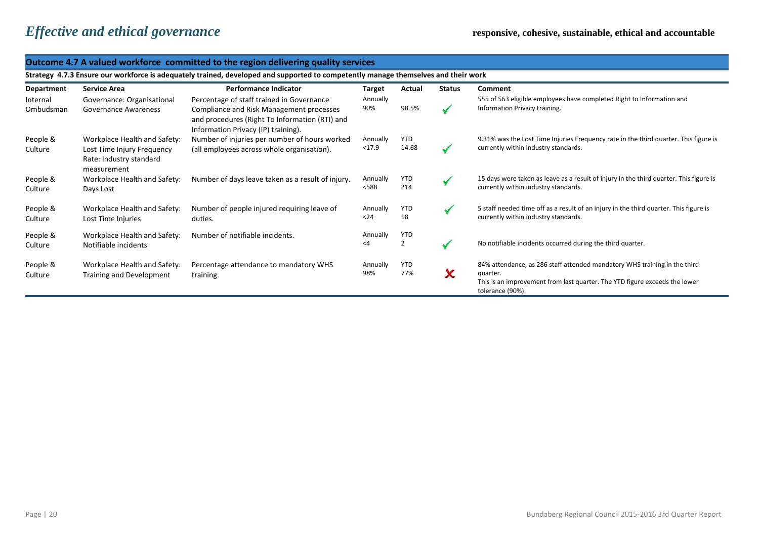# *Effective and ethical governance*

**responsive, cohesive, sustainable, ethical and accountable**

## Outcome 4.7 A valued workforce committed to the region delivering quality services

### Strategy 4.7.3 Ensure our workforce is adequately trained, developed and supported to competently manage themselves and their work

| Department | Service Area | Performance Indicator | Target | Actual | Status | Comment |
|---|---|---|---|---|---|---|
| Internal Ombudsman | Governance: Organisational Governance Awareness | Percentage of staff trained in Governance Compliance and Risk Management processes and procedures (Right To Information (RTI) and Information Privacy (IP) training). | Annually 90% | 98.5% | ✓ | 555 of 563 eligible employees have completed Right to Information and Information Privacy training. |
| People & Culture | Workplace Health and Safety: Lost Time Injury Frequency Rate: Industry standard measurement | Number of injuries per number of hours worked (all employees across whole organisation). | Annually <17.9 | YTD 14.68 | ✓ | 9.31% was the Lost Time Injuries Frequency rate in the third quarter. This figure is currently within industry standards. |
| People & Culture | Workplace Health and Safety: Days Lost | Number of days leave taken as a result of injury. | Annually <588 | YTD 214 | ✓ | 15 days were taken as leave as a result of injury in the third quarter. This figure is currently within industry standards. |
| People & Culture | Workplace Health and Safety: Lost Time Injuries | Number of people injured requiring leave of duties. | Annually <24 | YTD 18 | ✓ | 5 staff needed time off as a result of an injury in the third quarter. This figure is currently within industry standards. |
| People & Culture | Workplace Health and Safety: Notifiable incidents | Number of notifiable incidents. | Annually <4 | YTD 2 | ✓ | No notifiable incidents occurred during the third quarter. |
| People & Culture | Workplace Health and Safety: Training and Development | Percentage attendance to mandatory WHS training. | Annually 98% | YTD 77% | ✗ | 84% attendance, as 286 staff attended mandatory WHS training in the third quarter. This is an improvement from last quarter. The YTD figure exceeds the lower tolerance (90%). |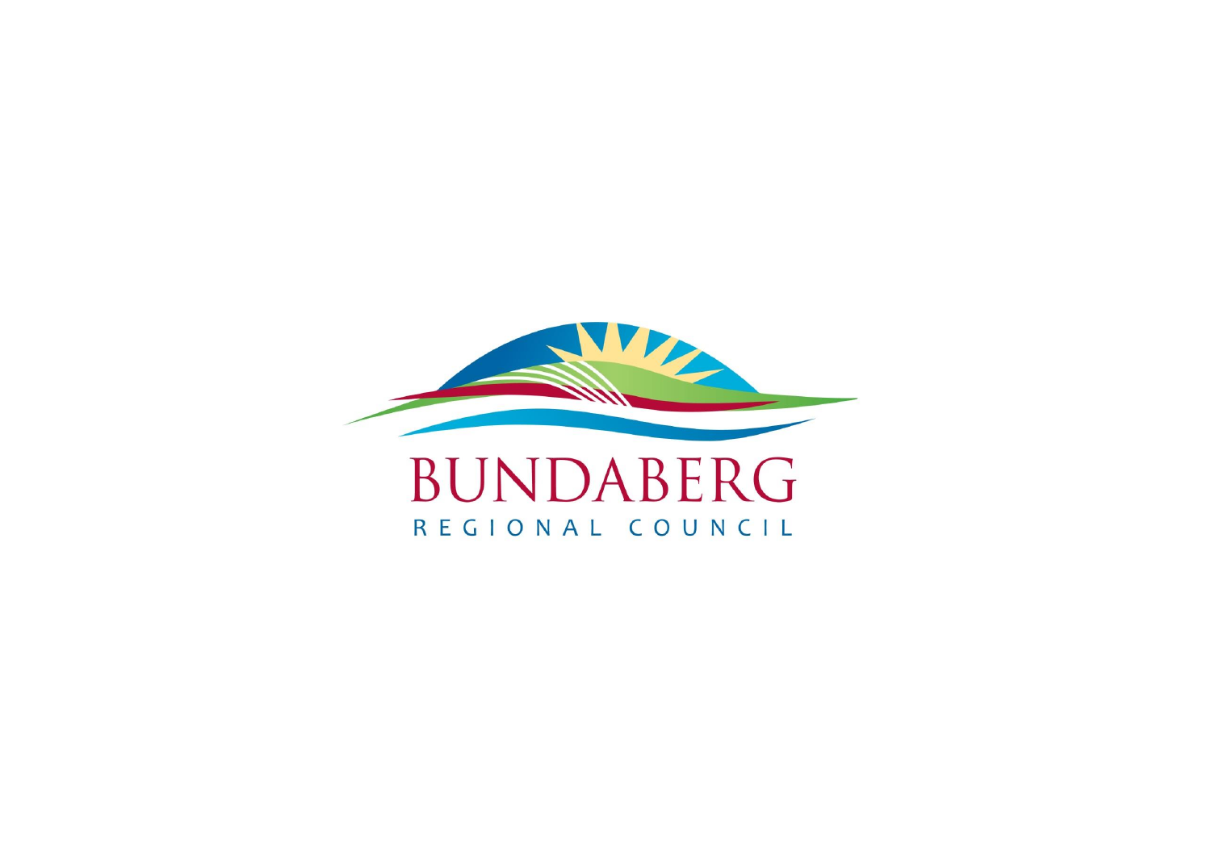BUNDABERG

REGIONAL COUNCIL